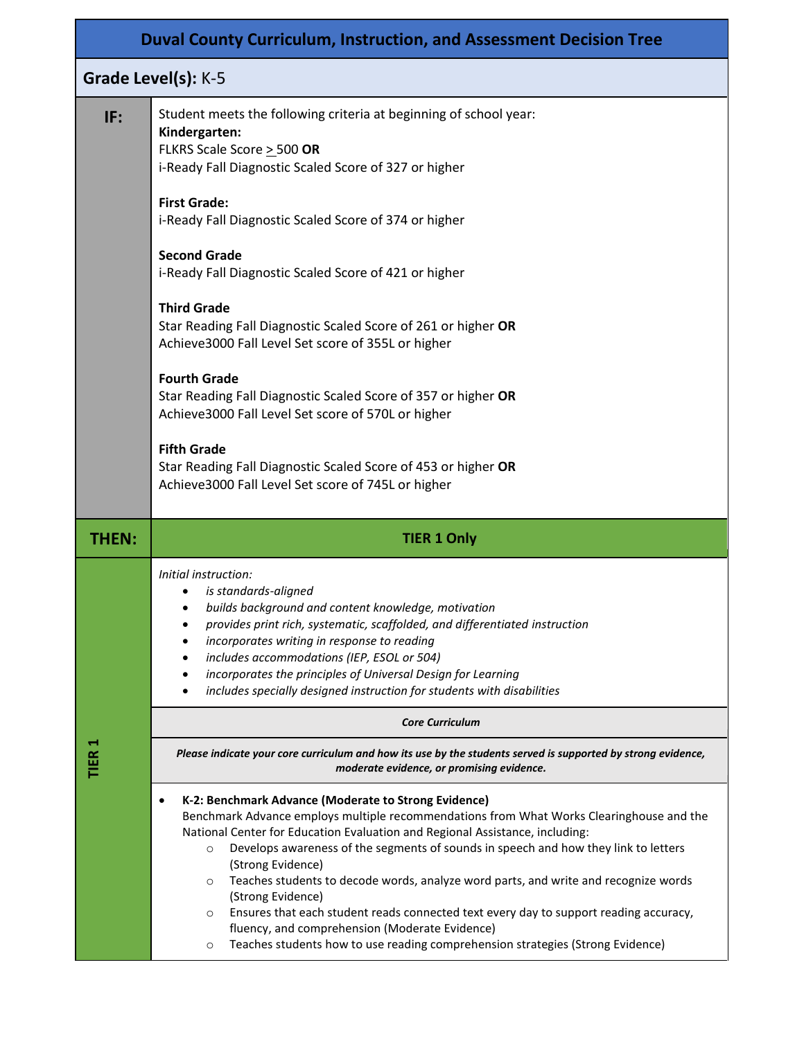# Duval County Curriculum, Instruction, and Assessment Decision Tree

**Grade Level(s):** K-5

**IF:**

Student meets the following criteria at beginning of school year:

**Kindergarten:**
FLKRS Scale Score ≥ 500 **OR**
i-Ready Fall Diagnostic Scaled Score of 327 or higher

**First Grade:**
i-Ready Fall Diagnostic Scaled Score of 374 or higher

**Second Grade**
i-Ready Fall Diagnostic Scaled Score of 421 or higher

**Third Grade**
Star Reading Fall Diagnostic Scaled Score of 261 or higher **OR**
Achieve3000 Fall Level Set score of 355L or higher

**Fourth Grade**
Star Reading Fall Diagnostic Scaled Score of 357 or higher **OR**
Achieve3000 Fall Level Set score of 570L or higher

**Fifth Grade**
Star Reading Fall Diagnostic Scaled Score of 453 or higher **OR**
Achieve3000 Fall Level Set score of 745L or higher

**THEN:** **TIER 1 Only**

**TIER 1**

*Initial instruction:*

- *is standards-aligned*
- *builds background and content knowledge, motivation*
- *provides print rich, systematic, scaffolded, and differentiated instruction*
- *incorporates writing in response to reading*
- *includes accommodations (IEP, ESOL or 504)*
- *incorporates the principles of Universal Design for Learning*
- *includes specially designed instruction for students with disabilities*

***Core Curriculum***

***Please indicate your core curriculum and how its use by the students served is supported by strong evidence, moderate evidence, or promising evidence.***

- **K-2: Benchmark Advance (Moderate to Strong Evidence)**
  Benchmark Advance employs multiple recommendations from What Works Clearinghouse and the National Center for Education Evaluation and Regional Assistance, including:
  - Develops awareness of the segments of sounds in speech and how they link to letters (Strong Evidence)
  - Teaches students to decode words, analyze word parts, and write and recognize words (Strong Evidence)
  - Ensures that each student reads connected text every day to support reading accuracy, fluency, and comprehension (Moderate Evidence)
  - Teaches students how to use reading comprehension strategies (Strong Evidence)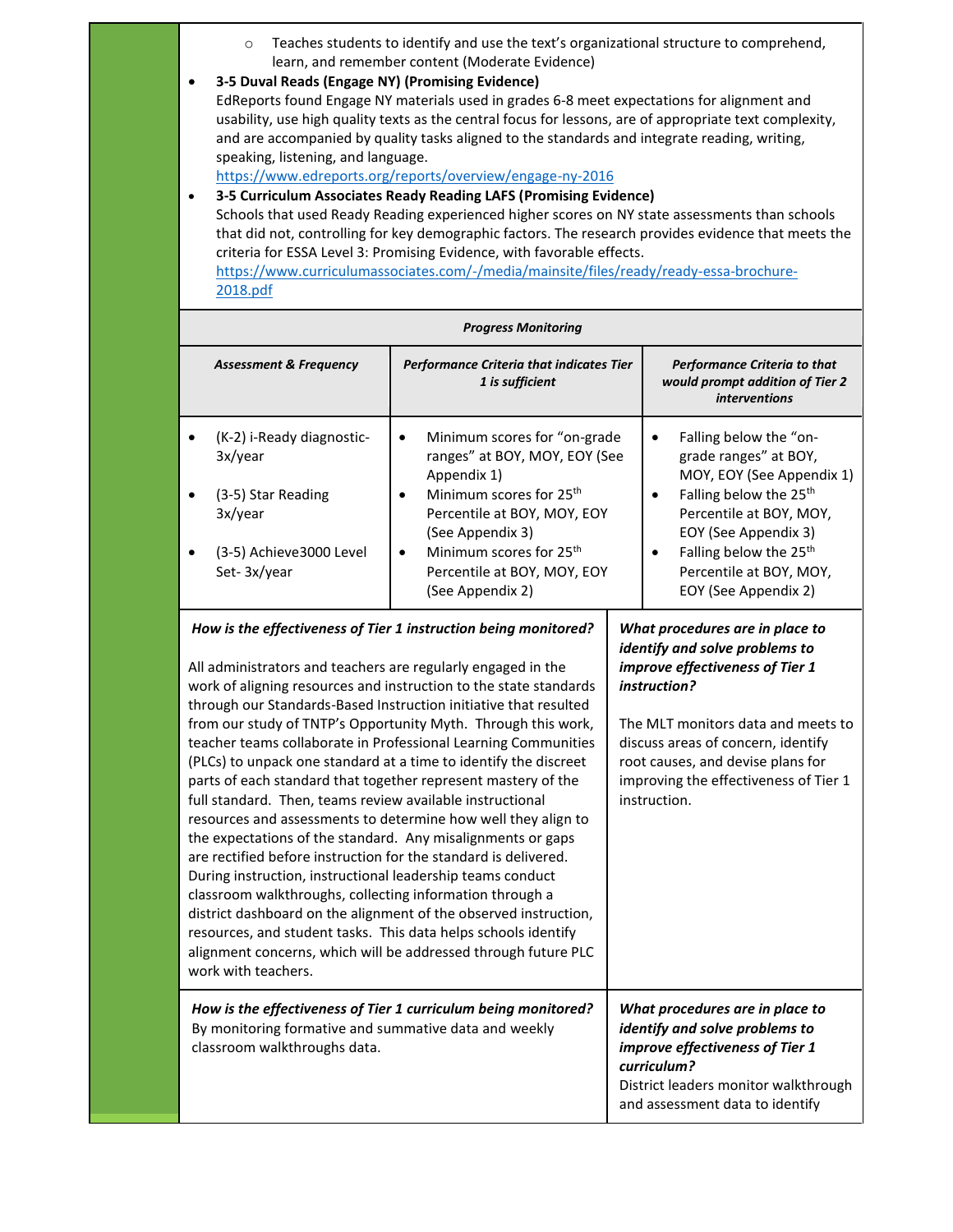- Teaches students to identify and use the text's organizational structure to comprehend, learn, and remember content (Moderate Evidence)

- **3-5 Duval Reads (Engage NY) (Promising Evidence)**
  EdReports found Engage NY materials used in grades 6-8 meet expectations for alignment and usability, use high quality texts as the central focus for lessons, are of appropriate text complexity, and are accompanied by quality tasks aligned to the standards and integrate reading, writing, speaking, listening, and language.
  https://www.edreports.org/reports/overview/engage-ny-2016
- **3-5 Curriculum Associates Ready Reading LAFS (Promising Evidence)**
  Schools that used Ready Reading experienced higher scores on NY state assessments than schools that did not, controlling for key demographic factors. The research provides evidence that meets the criteria for ESSA Level 3: Promising Evidence, with favorable effects.
  https://www.curriculumassociates.com/-/media/mainsite/files/ready/ready-essa-brochure-2018.pdf

***Progress Monitoring***

| ***Assessment & Frequency*** | ***Performance Criteria that indicates Tier 1 is sufficient*** | ***Performance Criteria to that would prompt addition of Tier 2 interventions*** |
|---|---|---|
| (K-2) i-Ready diagnostic- 3x/year | Minimum scores for "on-grade ranges" at BOY, MOY, EOY (See Appendix 1) | Falling below the "on-grade ranges" at BOY, MOY, EOY (See Appendix 1) |
| (3-5) Star Reading 3x/year | Minimum scores for 25th Percentile at BOY, MOY, EOY (See Appendix 3) | Falling below the 25th Percentile at BOY, MOY, EOY (See Appendix 3) |
| (3-5) Achieve3000 Level Set- 3x/year | Minimum scores for 25th Percentile at BOY, MOY, EOY (See Appendix 2) | Falling below the 25th Percentile at BOY, MOY, EOY (See Appendix 2) |

***How is the effectiveness of Tier 1 instruction being monitored?***

All administrators and teachers are regularly engaged in the work of aligning resources and instruction to the state standards through our Standards-Based Instruction initiative that resulted from our study of TNTP's Opportunity Myth. Through this work, teacher teams collaborate in Professional Learning Communities (PLCs) to unpack one standard at a time to identify the discreet parts of each standard that together represent mastery of the full standard. Then, teams review available instructional resources and assessments to determine how well they align to the expectations of the standard. Any misalignments or gaps are rectified before instruction for the standard is delivered. During instruction, instructional leadership teams conduct classroom walkthroughs, collecting information through a district dashboard on the alignment of the observed instruction, resources, and student tasks. This data helps schools identify alignment concerns, which will be addressed through future PLC work with teachers.

***What procedures are in place to identify and solve problems to improve effectiveness of Tier 1 instruction?***

The MLT monitors data and meets to discuss areas of concern, identify root causes, and devise plans for improving the effectiveness of Tier 1 instruction.

***How is the effectiveness of Tier 1 curriculum being monitored?***
By monitoring formative and summative data and weekly classroom walkthroughs data.

***What procedures are in place to identify and solve problems to improve effectiveness of Tier 1 curriculum?***
District leaders monitor walkthrough and assessment data to identify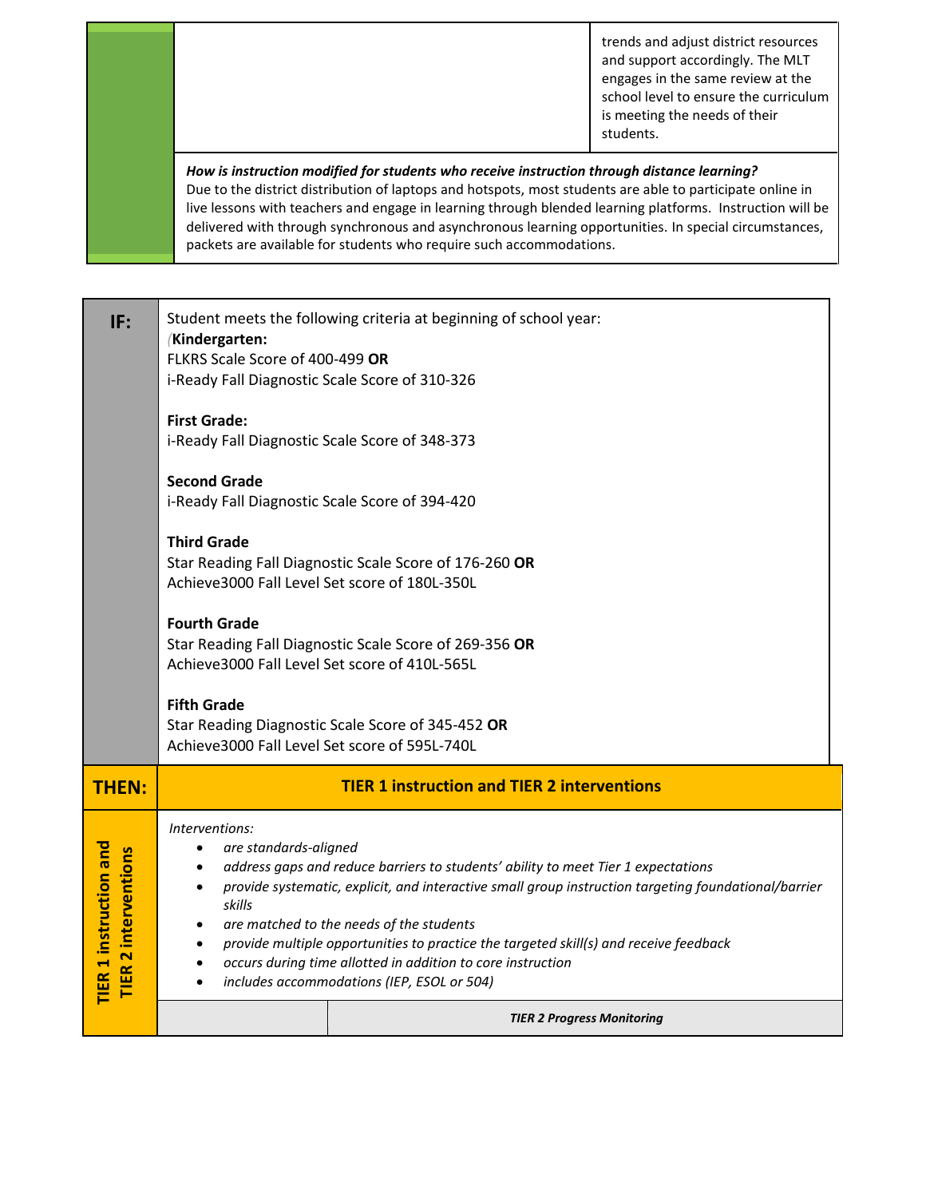| | | |
|---|---|---|
| | | trends and adjust district resources and support accordingly. The MLT engages in the same review at the school level to ensure the curriculum is meeting the needs of their students. |
| | ***How is instruction modified for students who receive instruction through distance learning?*** Due to the district distribution of laptops and hotspots, most students are able to participate online in live lessons with teachers and engage in learning through blended learning platforms. Instruction will be delivered with through synchronous and asynchronous learning opportunities. In special circumstances, packets are available for students who require such accommodations. | |

| | |
|---|---|
| **IF:** | Student meets the following criteria at beginning of school year:<br>(**Kindergarten:**<br>FLKRS Scale Score of 400-499 **OR**<br>i-Ready Fall Diagnostic Scale Score of 310-326<br><br>**First Grade:**<br>i-Ready Fall Diagnostic Scale Score of 348-373<br><br>**Second Grade**<br>i-Ready Fall Diagnostic Scale Score of 394-420<br><br>**Third Grade**<br>Star Reading Fall Diagnostic Scale Score of 176-260 **OR**<br>Achieve3000 Fall Level Set score of 180L-350L<br><br>**Fourth Grade**<br>Star Reading Fall Diagnostic Scale Score of 269-356 **OR**<br>Achieve3000 Fall Level Set score of 410L-565L<br><br>**Fifth Grade**<br>Star Reading Diagnostic Scale Score of 345-452 **OR**<br>Achieve3000 Fall Level Set score of 595L-740L |
| **THEN:** | **TIER 1 instruction and TIER 2 interventions** |
| **TIER 1 instruction and TIER 2 interventions** | *Interventions:*<br>• *are standards-aligned*<br>• *address gaps and reduce barriers to students' ability to meet Tier 1 expectations*<br>• *provide systematic, explicit, and interactive small group instruction targeting foundational/barrier skills*<br>• *are matched to the needs of the students*<br>• *provide multiple opportunities to practice the targeted skill(s) and receive feedback*<br>• *occurs during time allotted in addition to core instruction*<br>• *includes accommodations (IEP, ESOL or 504)* |

| | |
|---|---|
| | ***TIER 2 Progress Monitoring*** |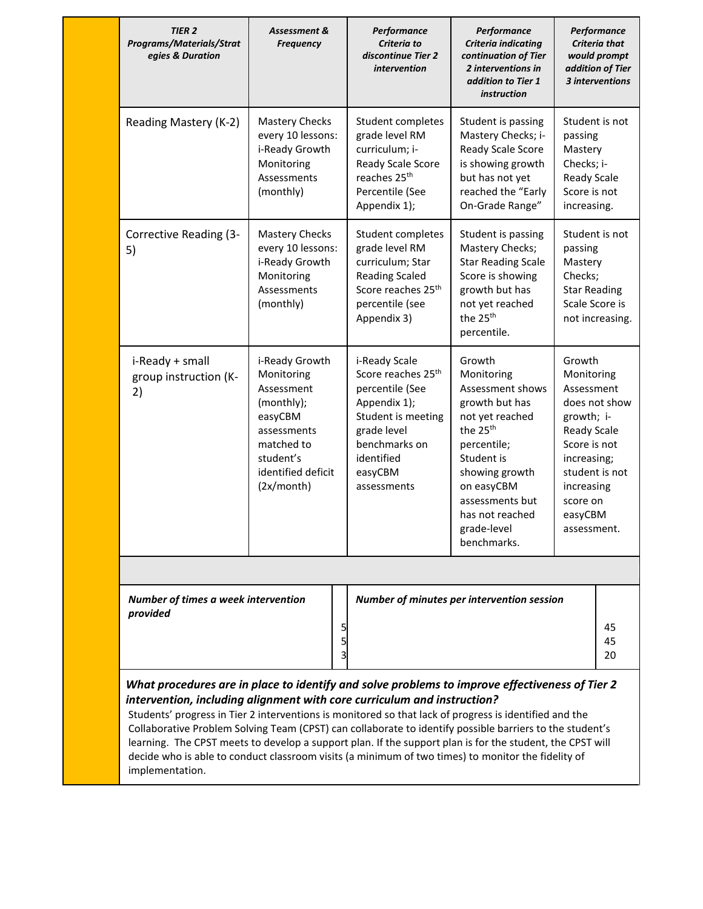| *TIER 2 Programs/Materials/Strategies & Duration* | *Assessment & Frequency* | *Performance Criteria to discontinue Tier 2 intervention* | *Performance Criteria indicating continuation of Tier 2 interventions in addition to Tier 1 instruction* | *Performance Criteria that would prompt addition of Tier 3 interventions* |
|---|---|---|---|---|
| Reading Mastery (K-2) | Mastery Checks every 10 lessons: i-Ready Growth Monitoring Assessments (monthly) | Student completes grade level RM curriculum; i-Ready Scale Score reaches 25th Percentile (See Appendix 1); | Student is passing Mastery Checks; i-Ready Scale Score is showing growth but has not yet reached the "Early On-Grade Range" | Student is not passing Mastery Checks; i-Ready Scale Score is not increasing. |
| Corrective Reading (3-5) | Mastery Checks every 10 lessons: i-Ready Growth Monitoring Assessments (monthly) | Student completes grade level RM curriculum; Star Reading Scaled Score reaches 25th percentile (see Appendix 3) | Student is passing Mastery Checks; Star Reading Scale Score is showing growth but has not yet reached the 25th percentile. | Student is not passing Mastery Checks; Star Reading Scale Score is not increasing. |
| i-Ready + small group instruction (K-2) | i-Ready Growth Monitoring Assessment (monthly); easyCBM assessments matched to student's identified deficit (2x/month) | i-Ready Scale Score reaches 25th percentile (See Appendix 1); Student is meeting grade level benchmarks on identified easyCBM assessments | Growth Monitoring Assessment shows growth but has not yet reached the 25th percentile; Student is showing growth on easyCBM assessments but has not reached grade-level benchmarks. | Growth Monitoring Assessment does not show growth; i-Ready Scale Score is not increasing; student is not increasing score on easyCBM assessment. |

| ***Number of times a week intervention provided*** | 5<br>5<br>3 | ***Number of minutes per intervention session*** | 45<br>45<br>20 |
|---|---|---|---|

***What procedures are in place to identify and solve problems to improve effectiveness of Tier 2 intervention, including alignment with core curriculum and instruction?***

Students' progress in Tier 2 interventions is monitored so that lack of progress is identified and the Collaborative Problem Solving Team (CPST) can collaborate to identify possible barriers to the student's learning. The CPST meets to develop a support plan. If the support plan is for the student, the CPST will decide who is able to conduct classroom visits (a minimum of two times) to monitor the fidelity of implementation.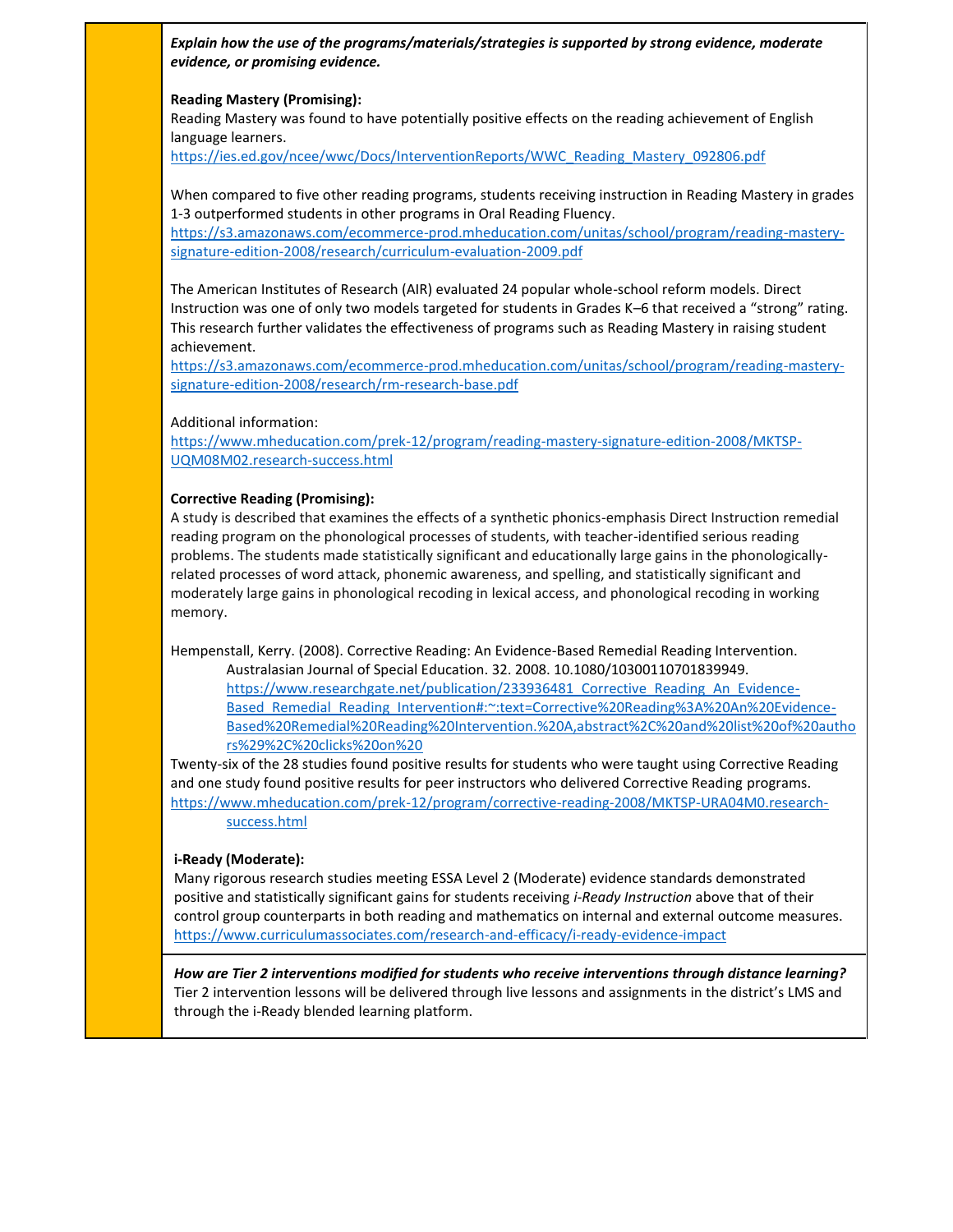***Explain how the use of the programs/materials/strategies is supported by strong evidence, moderate evidence, or promising evidence.***

**Reading Mastery (Promising):**
Reading Mastery was found to have potentially positive effects on the reading achievement of English language learners.
https://ies.ed.gov/ncee/wwc/Docs/InterventionReports/WWC_Reading_Mastery_092806.pdf

When compared to five other reading programs, students receiving instruction in Reading Mastery in grades 1-3 outperformed students in other programs in Oral Reading Fluency.
https://s3.amazonaws.com/ecommerce-prod.mheducation.com/unitas/school/program/reading-mastery-signature-edition-2008/research/curriculum-evaluation-2009.pdf

The American Institutes of Research (AIR) evaluated 24 popular whole-school reform models. Direct Instruction was one of only two models targeted for students in Grades K–6 that received a "strong" rating. This research further validates the effectiveness of programs such as Reading Mastery in raising student achievement.
https://s3.amazonaws.com/ecommerce-prod.mheducation.com/unitas/school/program/reading-mastery-signature-edition-2008/research/rm-research-base.pdf

Additional information:
https://www.mheducation.com/prek-12/program/reading-mastery-signature-edition-2008/MKTSP-UQM08M02.research-success.html

**Corrective Reading (Promising):**
A study is described that examines the effects of a synthetic phonics-emphasis Direct Instruction remedial reading program on the phonological processes of students, with teacher-identified serious reading problems. The students made statistically significant and educationally large gains in the phonologically-related processes of word attack, phonemic awareness, and spelling, and statistically significant and moderately large gains in phonological recoding in lexical access, and phonological recoding in working memory.

Hempenstall, Kerry. (2008). Corrective Reading: An Evidence-Based Remedial Reading Intervention. Australasian Journal of Special Education. 32. 2008. 10.1080/10300110701839949.
https://www.researchgate.net/publication/233936481_Corrective_Reading_An_Evidence-Based_Remedial_Reading_Intervention#:~:text=Corrective%20Reading%3A%20An%20Evidence-Based%20Remedial%20Reading%20Intervention.%20A,abstract%2C%20and%20list%20of%20authors%29%2C%20clicks%20on%20

Twenty-six of the 28 studies found positive results for students who were taught using Corrective Reading and one study found positive results for peer instructors who delivered Corrective Reading programs.
https://www.mheducation.com/prek-12/program/corrective-reading-2008/MKTSP-URA04M0.research-success.html

**i-Ready (Moderate):**
Many rigorous research studies meeting ESSA Level 2 (Moderate) evidence standards demonstrated positive and statistically significant gains for students receiving *i-Ready Instruction* above that of their control group counterparts in both reading and mathematics on internal and external outcome measures.
https://www.curriculumassociates.com/research-and-efficacy/i-ready-evidence-impact

***How are Tier 2 interventions modified for students who receive interventions through distance learning?***
Tier 2 intervention lessons will be delivered through live lessons and assignments in the district's LMS and through the i-Ready blended learning platform.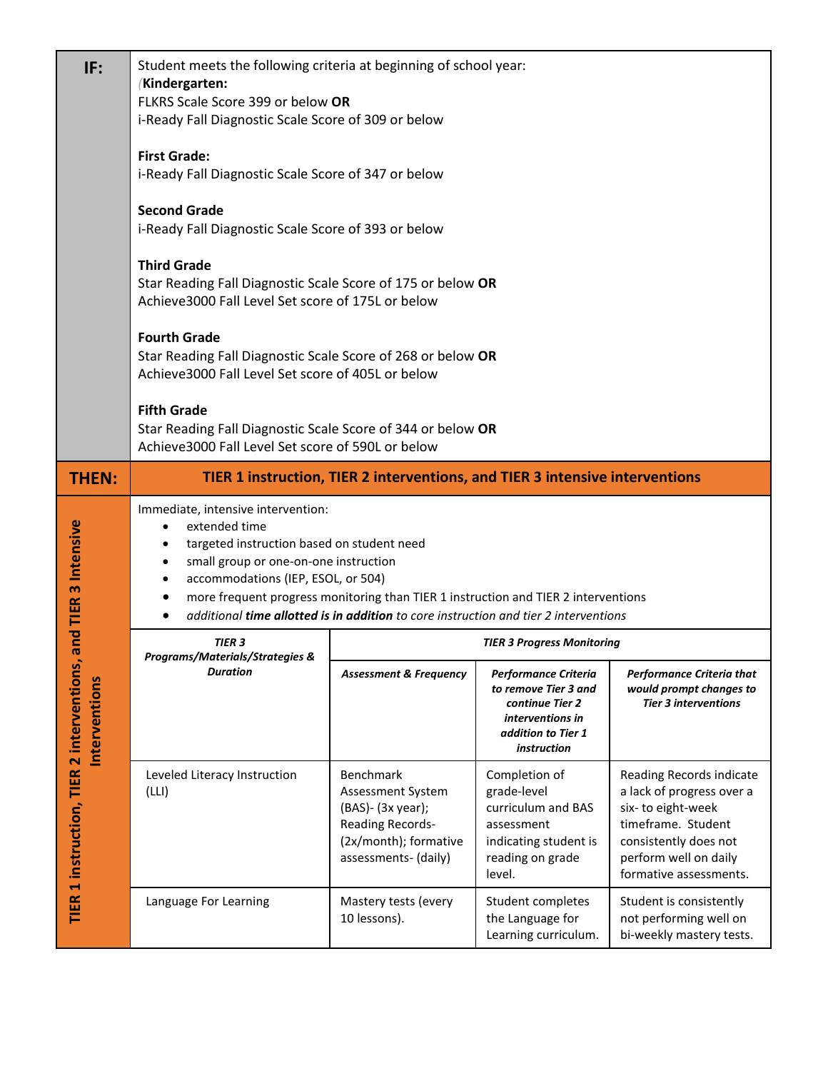**IF:**

Student meets the following criteria at beginning of school year:
(**Kindergarten:**
FLKRS Scale Score 399 or below **OR**
i-Ready Fall Diagnostic Scale Score of 309 or below

**First Grade:**
i-Ready Fall Diagnostic Scale Score of 347 or below

**Second Grade**
i-Ready Fall Diagnostic Scale Score of 393 or below

**Third Grade**
Star Reading Fall Diagnostic Scale Score of 175 or below **OR**
Achieve3000 Fall Level Set score of 175L or below

**Fourth Grade**
Star Reading Fall Diagnostic Scale Score of 268 or below **OR**
Achieve3000 Fall Level Set score of 405L or below

**Fifth Grade**
Star Reading Fall Diagnostic Scale Score of 344 or below **OR**
Achieve3000 Fall Level Set score of 590L or below

**THEN:** **TIER 1 instruction, TIER 2 interventions, and TIER 3 intensive interventions**

**TIER 1 instruction, TIER 2 interventions, and TIER 3 Intensive Interventions**

Immediate, intensive intervention:

- extended time
- targeted instruction based on student need
- small group or one-on-one instruction
- accommodations (IEP, ESOL, or 504)
- more frequent progress monitoring than TIER 1 instruction and TIER 2 interventions
- *additional* ***time allotted is in addition*** *to core instruction and tier 2 interventions*

| *TIER 3 Programs/Materials/Strategies & Duration* | *TIER 3 Progress Monitoring* | | |
|---|---|---|---|
| | *Assessment & Frequency* | *Performance Criteria to remove Tier 3 and continue Tier 2 interventions in addition to Tier 1 instruction* | *Performance Criteria that would prompt changes to Tier 3 interventions* |
| Leveled Literacy Instruction (LLI) | Benchmark Assessment System (BAS)- (3x year); Reading Records- (2x/month); formative assessments- (daily) | Completion of grade-level curriculum and BAS assessment indicating student is reading on grade level. | Reading Records indicate a lack of progress over a six- to eight-week timeframe. Student consistently does not perform well on daily formative assessments. |
| Language For Learning | Mastery tests (every 10 lessons). | Student completes the Language for Learning curriculum. | Student is consistently not performing well on bi-weekly mastery tests. |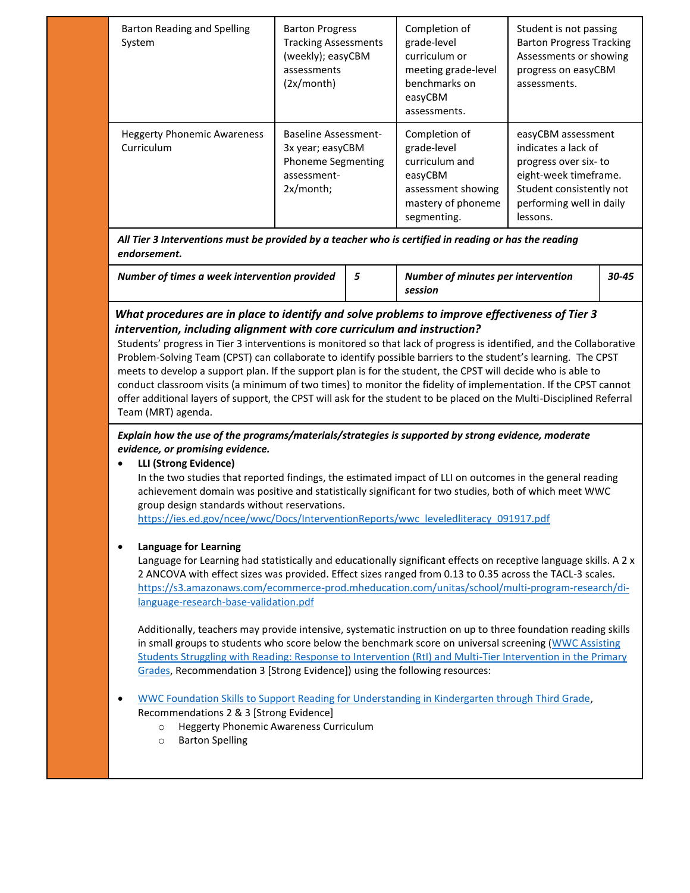| | | | |
|---|---|---|---|
| Barton Reading and Spelling System | Barton Progress Tracking Assessments (weekly); easyCBM assessments (2x/month) | Completion of grade-level curriculum or meeting grade-level benchmarks on easyCBM assessments. | Student is not passing Barton Progress Tracking Assessments or showing progress on easyCBM assessments. |
| Heggerty Phonemic Awareness Curriculum | Baseline Assessment-3x year; easyCBM Phoneme Segmenting assessment-2x/month; | Completion of grade-level curriculum and easyCBM assessment showing mastery of phoneme segmenting. | easyCBM assessment indicates a lack of progress over six- to eight-week timeframe. Student consistently not performing well in daily lessons. |

***All Tier 3 Interventions must be provided by a teacher who is certified in reading or has the reading endorsement.***

| | | | |
|---|---|---|---|
| ***Number of times a week intervention provided*** | ***5*** | ***Number of minutes per intervention session*** | ***30-45*** |

***What procedures are in place to identify and solve problems to improve effectiveness of Tier 3 intervention, including alignment with core curriculum and instruction?***

Students' progress in Tier 3 interventions is monitored so that lack of progress is identified, and the Collaborative Problem-Solving Team (CPST) can collaborate to identify possible barriers to the student's learning. The CPST meets to develop a support plan. If the support plan is for the student, the CPST will decide who is able to conduct classroom visits (a minimum of two times) to monitor the fidelity of implementation. If the CPST cannot offer additional layers of support, the CPST will ask for the student to be placed on the Multi-Disciplined Referral Team (MRT) agenda.

***Explain how the use of the programs/materials/strategies is supported by strong evidence, moderate evidence, or promising evidence.***

- **LLI (Strong Evidence)**
  In the two studies that reported findings, the estimated impact of LLI on outcomes in the general reading achievement domain was positive and statistically significant for two studies, both of which meet WWC group design standards without reservations.
  https://ies.ed.gov/ncee/wwc/Docs/InterventionReports/wwc_leveledliteracy_091917.pdf

- **Language for Learning**
  Language for Learning had statistically and educationally significant effects on receptive language skills. A 2 x 2 ANCOVA with effect sizes was provided. Effect sizes ranged from 0.13 to 0.35 across the TACL-3 scales.
  https://s3.amazonaws.com/ecommerce-prod.mheducation.com/unitas/school/multi-program-research/di-language-research-base-validation.pdf

  Additionally, teachers may provide intensive, systematic instruction on up to three foundation reading skills in small groups to students who score below the benchmark score on universal screening (WWC Assisting Students Struggling with Reading: Response to Intervention (RtI) and Multi-Tier Intervention in the Primary Grades, Recommendation 3 [Strong Evidence]) using the following resources:

- WWC Foundation Skills to Support Reading for Understanding in Kindergarten through Third Grade, Recommendations 2 & 3 [Strong Evidence]
  - Heggerty Phonemic Awareness Curriculum
  - Barton Spelling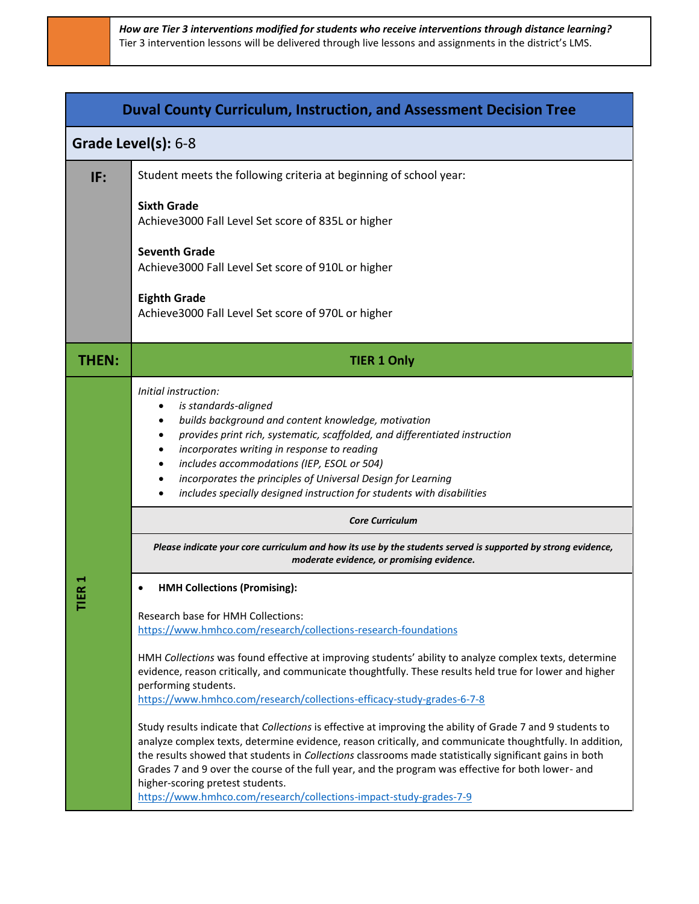***How are Tier 3 interventions modified for students who receive interventions through distance learning?***
Tier 3 intervention lessons will be delivered through live lessons and assignments in the district's LMS.

## Duval County Curriculum, Instruction, and Assessment Decision Tree

**Grade Level(s):** 6-8

| | |
|---|---|
| **IF:** | Student meets the following criteria at beginning of school year:<br><br>**Sixth Grade**<br>Achieve3000 Fall Level Set score of 835L or higher<br><br>**Seventh Grade**<br>Achieve3000 Fall Level Set score of 910L or higher<br><br>**Eighth Grade**<br>Achieve3000 Fall Level Set score of 970L or higher |
| **THEN:** | **TIER 1 Only** |
| **TIER 1** | *Initial instruction:*<br>• *is standards-aligned*<br>• *builds background and content knowledge, motivation*<br>• *provides print rich, systematic, scaffolded, and differentiated instruction*<br>• *incorporates writing in response to reading*<br>• *includes accommodations (IEP, ESOL or 504)*<br>• *incorporates the principles of Universal Design for Learning*<br>• *includes specially designed instruction for students with disabilities* |
| | ***Core Curriculum*** |
| | ***Please indicate your core curriculum and how its use by the students served is supported by strong evidence, moderate evidence, or promising evidence.*** |
| | • **HMH Collections (Promising):**<br><br>Research base for HMH Collections:<br>https://www.hmhco.com/research/collections-research-foundations<br><br>HMH *Collections* was found effective at improving students' ability to analyze complex texts, determine evidence, reason critically, and communicate thoughtfully. These results held true for lower and higher performing students.<br>https://www.hmhco.com/research/collections-efficacy-study-grades-6-7-8<br><br>Study results indicate that *Collections* is effective at improving the ability of Grade 7 and 9 students to analyze complex texts, determine evidence, reason critically, and communicate thoughtfully. In addition, the results showed that students in *Collections* classrooms made statistically significant gains in both Grades 7 and 9 over the course of the full year, and the program was effective for both lower- and higher-scoring pretest students.<br>https://www.hmhco.com/research/collections-impact-study-grades-7-9 |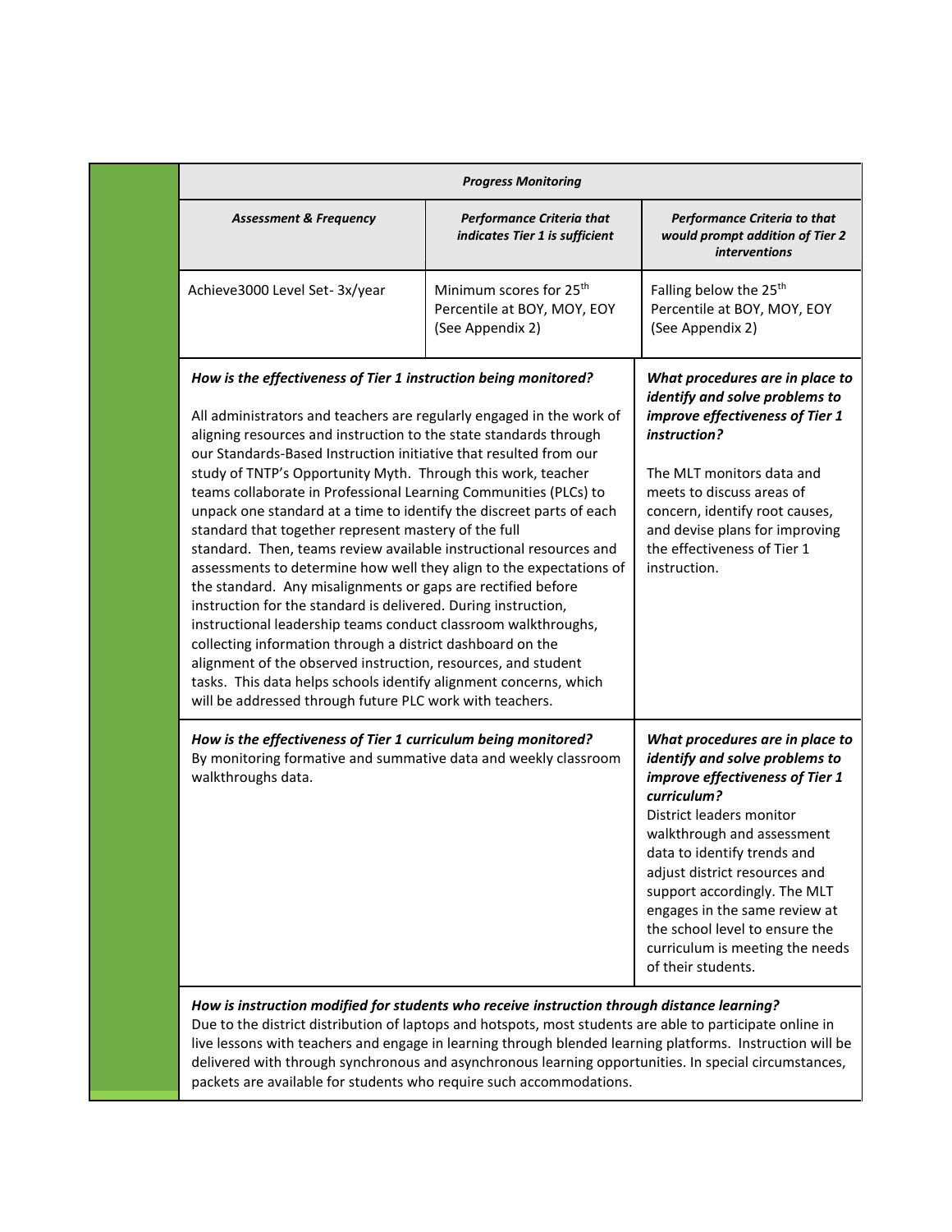| ***Progress Monitoring*** | | |
|---|---|---|
| ***Assessment & Frequency*** | ***Performance Criteria that indicates Tier 1 is sufficient*** | ***Performance Criteria to that would prompt addition of Tier 2 interventions*** |
| Achieve3000 Level Set- 3x/year | Minimum scores for 25th Percentile at BOY, MOY, EOY (See Appendix 2) | Falling below the 25th Percentile at BOY, MOY, EOY (See Appendix 2) |

***How is the effectiveness of Tier 1 instruction being monitored?***

All administrators and teachers are regularly engaged in the work of aligning resources and instruction to the state standards through our Standards-Based Instruction initiative that resulted from our study of TNTP's Opportunity Myth. Through this work, teacher teams collaborate in Professional Learning Communities (PLCs) to unpack one standard at a time to identify the discreet parts of each standard that together represent mastery of the full standard. Then, teams review available instructional resources and assessments to determine how well they align to the expectations of the standard. Any misalignments or gaps are rectified before instruction for the standard is delivered. During instruction, instructional leadership teams conduct classroom walkthroughs, collecting information through a district dashboard on the alignment of the observed instruction, resources, and student tasks. This data helps schools identify alignment concerns, which will be addressed through future PLC work with teachers.

***What procedures are in place to identify and solve problems to improve effectiveness of Tier 1 instruction?***

The MLT monitors data and meets to discuss areas of concern, identify root causes, and devise plans for improving the effectiveness of Tier 1 instruction.

***How is the effectiveness of Tier 1 curriculum being monitored?***
By monitoring formative and summative data and weekly classroom walkthroughs data.

***What procedures are in place to identify and solve problems to improve effectiveness of Tier 1 curriculum?***
District leaders monitor walkthrough and assessment data to identify trends and adjust district resources and support accordingly. The MLT engages in the same review at the school level to ensure the curriculum is meeting the needs of their students.

***How is instruction modified for students who receive instruction through distance learning?***
Due to the district distribution of laptops and hotspots, most students are able to participate online in live lessons with teachers and engage in learning through blended learning platforms. Instruction will be delivered with through synchronous and asynchronous learning opportunities. In special circumstances, packets are available for students who require such accommodations.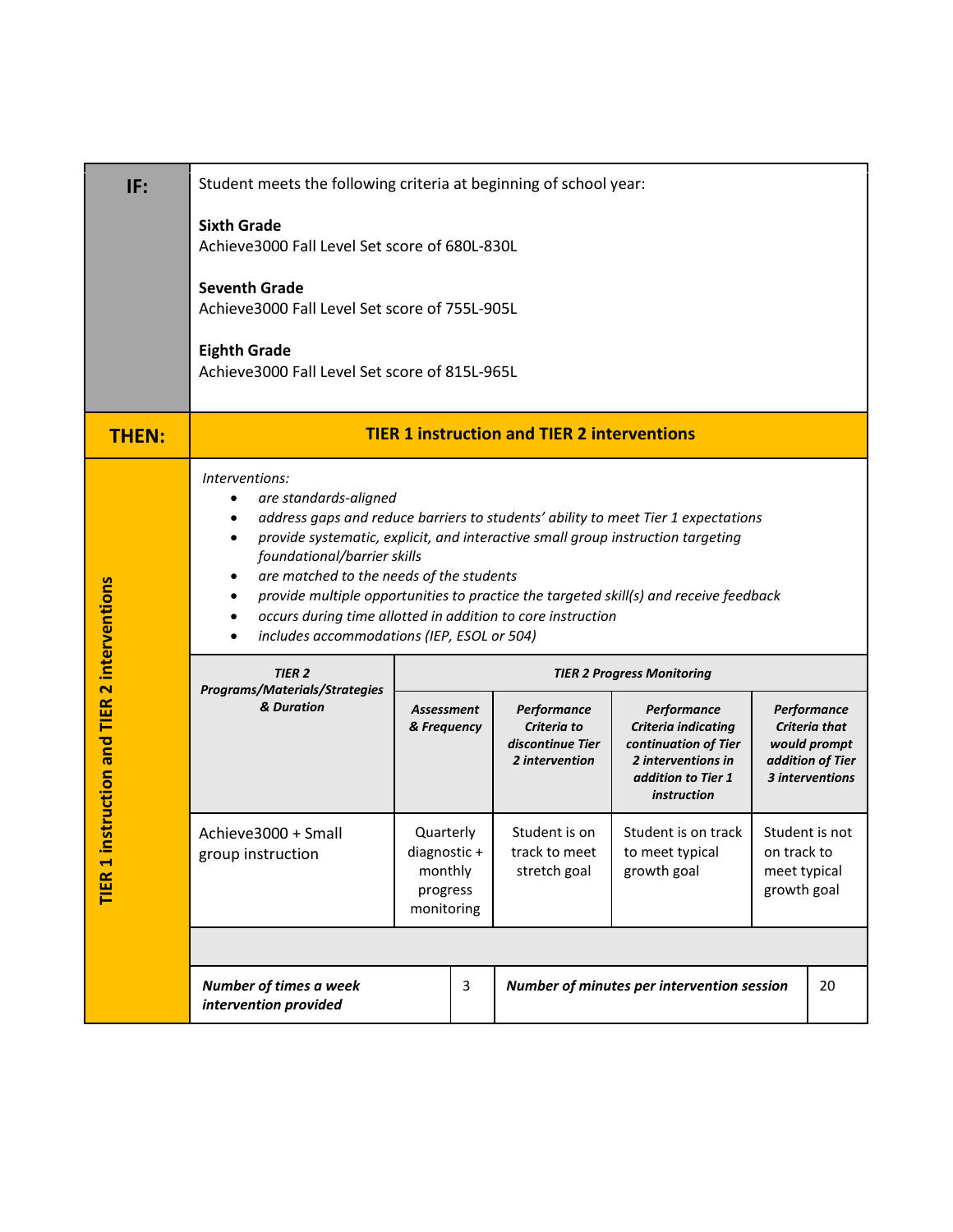| | |
|---|---|
| **IF:** | Student meets the following criteria at beginning of school year:<br><br>**Sixth Grade**<br>Achieve3000 Fall Level Set score of 680L-830L<br><br>**Seventh Grade**<br>Achieve3000 Fall Level Set score of 755L-905L<br><br>**Eighth Grade**<br>Achieve3000 Fall Level Set score of 815L-965L |
| **THEN:** | **TIER 1 instruction and TIER 2 interventions** |

**TIER 1 instruction and TIER 2 interventions**

*Interventions:*

- *are standards-aligned*
- *address gaps and reduce barriers to students' ability to meet Tier 1 expectations*
- *provide systematic, explicit, and interactive small group instruction targeting foundational/barrier skills*
- *are matched to the needs of the students*
- *provide multiple opportunities to practice the targeted skill(s) and receive feedback*
- *occurs during time allotted in addition to core instruction*
- *includes accommodations (IEP, ESOL or 504)*

| ***TIER 2 Programs/Materials/Strategies & Duration*** | ***TIER 2 Progress Monitoring*** | | | |
|---|---|---|---|---|
| | ***Assessment & Frequency*** | ***Performance Criteria to discontinue Tier 2 intervention*** | ***Performance Criteria indicating continuation of Tier 2 interventions in addition to Tier 1 instruction*** | ***Performance Criteria that would prompt addition of Tier 3 interventions*** |
| Achieve3000 + Small group instruction | Quarterly diagnostic + monthly progress monitoring | Student is on track to meet stretch goal | Student is on track to meet typical growth goal | Student is not on track to meet typical growth goal |

| ***Number of times a week intervention provided*** | 3 | ***Number of minutes per intervention session*** | 20 |
|---|---|---|---|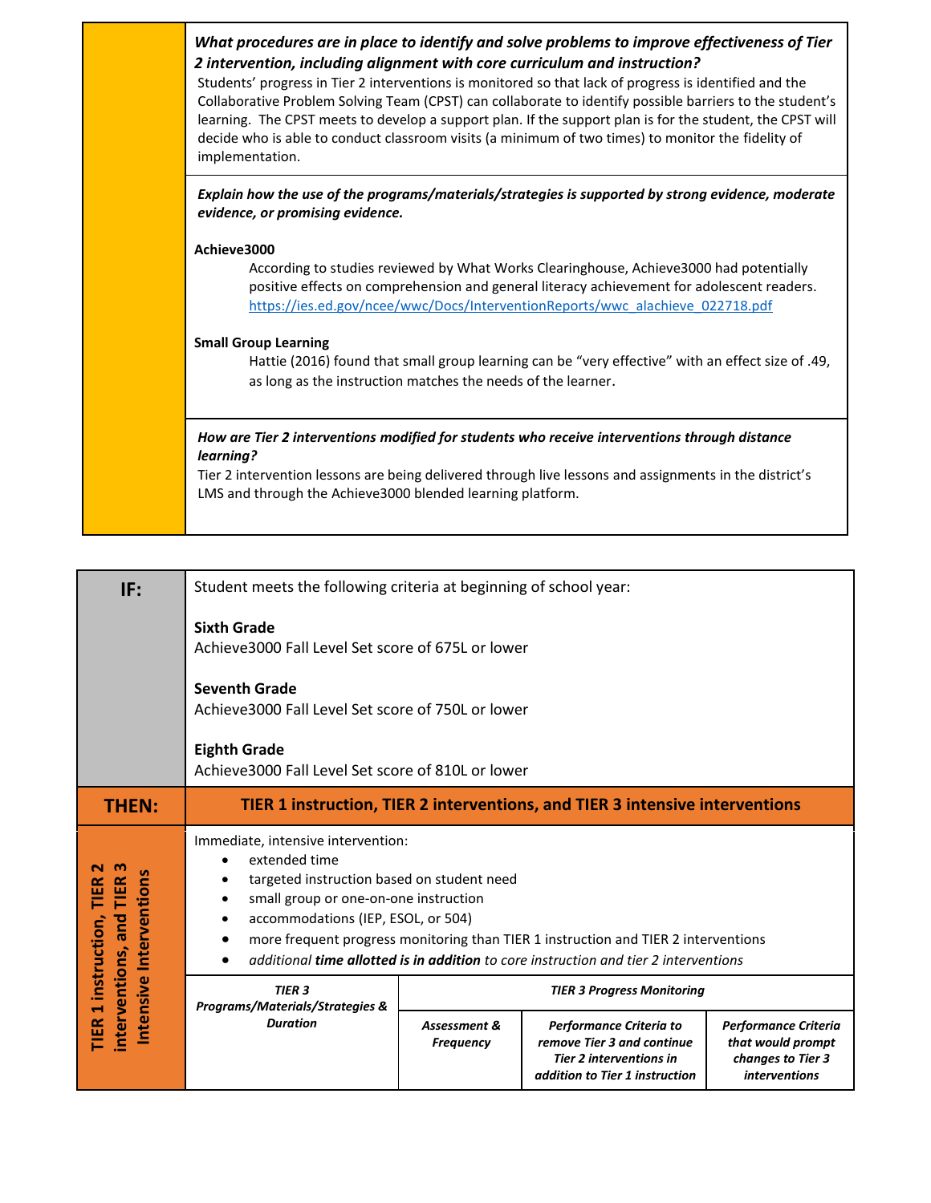***What procedures are in place to identify and solve problems to improve effectiveness of Tier 2 intervention, including alignment with core curriculum and instruction?***

Students' progress in Tier 2 interventions is monitored so that lack of progress is identified and the Collaborative Problem Solving Team (CPST) can collaborate to identify possible barriers to the student's learning. The CPST meets to develop a support plan. If the support plan is for the student, the CPST will decide who is able to conduct classroom visits (a minimum of two times) to monitor the fidelity of implementation.

***Explain how the use of the programs/materials/strategies is supported by strong evidence, moderate evidence, or promising evidence.***

**Achieve3000**

According to studies reviewed by What Works Clearinghouse, Achieve3000 had potentially positive effects on comprehension and general literacy achievement for adolescent readers. https://ies.ed.gov/ncee/wwc/Docs/InterventionReports/wwc_alachieve_022718.pdf

**Small Group Learning**

Hattie (2016) found that small group learning can be "very effective" with an effect size of .49, as long as the instruction matches the needs of the learner.

***How are Tier 2 interventions modified for students who receive interventions through distance learning?***

Tier 2 intervention lessons are being delivered through live lessons and assignments in the district's LMS and through the Achieve3000 blended learning platform.

| **IF:** | Student meets the following criteria at beginning of school year:<br><br>**Sixth Grade**<br>Achieve3000 Fall Level Set score of 675L or lower<br><br>**Seventh Grade**<br>Achieve3000 Fall Level Set score of 750L or lower<br><br>**Eighth Grade**<br>Achieve3000 Fall Level Set score of 810L or lower | | | |
|---|---|---|---|---|
| **THEN:** | **TIER 1 instruction, TIER 2 interventions, and TIER 3 intensive interventions** | | | |
| **TIER 1 instruction, TIER 2 interventions, and TIER 3 Intensive Interventions** | Immediate, intensive intervention:<br>• extended time<br>• targeted instruction based on student need<br>• small group or one-on-one instruction<br>• accommodations (IEP, ESOL, or 504)<br>• more frequent progress monitoring than TIER 1 instruction and TIER 2 interventions<br>• *additional **time allotted is in addition** to core instruction and tier 2 interventions* | | | |
| | ***TIER 3 Programs/Materials/Strategies & Duration*** | ***TIER 3 Progress Monitoring*** | | |
| | | ***Assessment & Frequency*** | ***Performance Criteria to remove Tier 3 and continue Tier 2 interventions in addition to Tier 1 instruction*** | ***Performance Criteria that would prompt changes to Tier 3 interventions*** |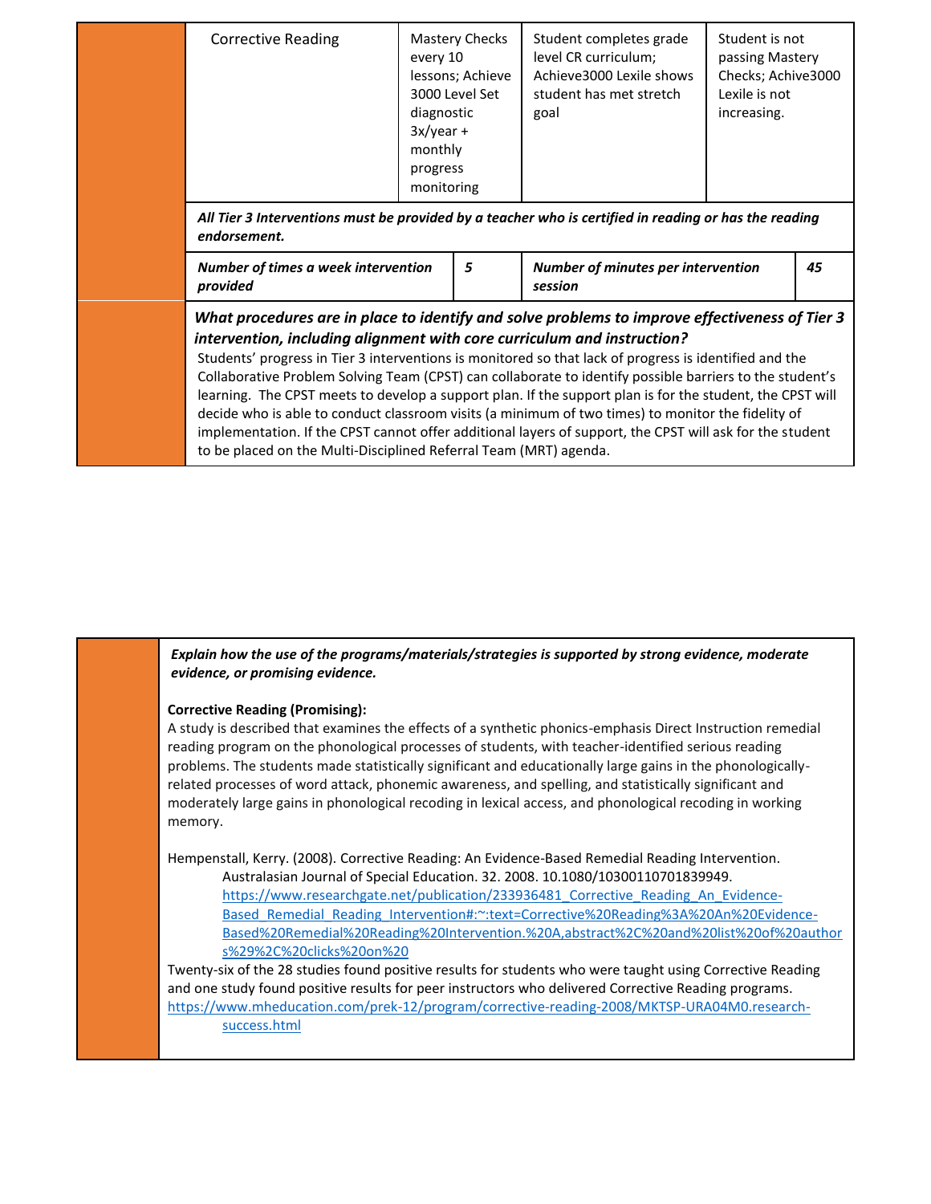| Corrective Reading | Mastery Checks every 10 lessons; Achieve 3000 Level Set diagnostic 3x/year + monthly progress monitoring | Student completes grade level CR curriculum; Achieve3000 Lexile shows student has met stretch goal | Student is not passing Mastery Checks; Achive3000 Lexile is not increasing. |
|---|---|---|---|

***All Tier 3 Interventions must be provided by a teacher who is certified in reading or has the reading endorsement.***

| ***Number of times a week intervention provided*** | ***5*** | ***Number of minutes per intervention session*** | ***45*** |
|---|---|---|---|

***What procedures are in place to identify and solve problems to improve effectiveness of Tier 3 intervention, including alignment with core curriculum and instruction?***

Students' progress in Tier 3 interventions is monitored so that lack of progress is identified and the Collaborative Problem Solving Team (CPST) can collaborate to identify possible barriers to the student's learning. The CPST meets to develop a support plan. If the support plan is for the student, the CPST will decide who is able to conduct classroom visits (a minimum of two times) to monitor the fidelity of implementation. If the CPST cannot offer additional layers of support, the CPST will ask for the student to be placed on the Multi-Disciplined Referral Team (MRT) agenda.

***Explain how the use of the programs/materials/strategies is supported by strong evidence, moderate evidence, or promising evidence.***

**Corrective Reading (Promising):**

A study is described that examines the effects of a synthetic phonics-emphasis Direct Instruction remedial reading program on the phonological processes of students, with teacher-identified serious reading problems. The students made statistically significant and educationally large gains in the phonologically-related processes of word attack, phonemic awareness, and spelling, and statistically significant and moderately large gains in phonological recoding in lexical access, and phonological recoding in working memory.

Hempenstall, Kerry. (2008). Corrective Reading: An Evidence-Based Remedial Reading Intervention. Australasian Journal of Special Education. 32. 2008. 10.1080/10300110701839949. https://www.researchgate.net/publication/233936481_Corrective_Reading_An_Evidence-Based_Remedial_Reading_Intervention#:~:text=Corrective%20Reading%3A%20An%20Evidence-Based%20Remedial%20Reading%20Intervention.%20A,abstract%2C%20and%20list%20of%20authors%29%2C%20clicks%20on%20

Twenty-six of the 28 studies found positive results for students who were taught using Corrective Reading and one study found positive results for peer instructors who delivered Corrective Reading programs. https://www.mheducation.com/prek-12/program/corrective-reading-2008/MKTSP-URA04M0.research-success.html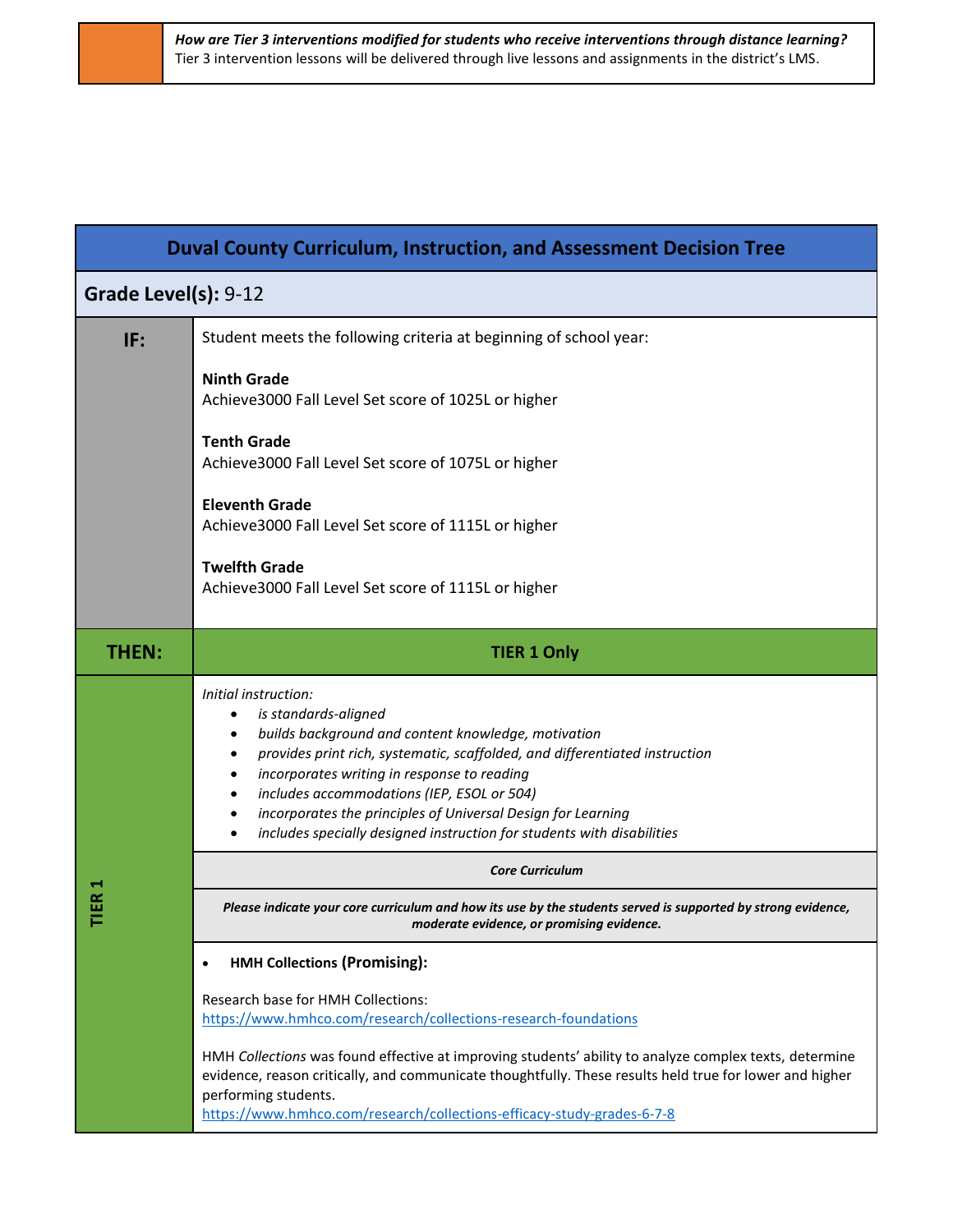| | |
|---|---|
| | ***How are Tier 3 interventions modified for students who receive interventions through distance learning?*** Tier 3 intervention lessons will be delivered through live lessons and assignments in the district's LMS. |

## Duval County Curriculum, Instruction, and Assessment Decision Tree

| | |
|---|---|
| **Grade Level(s):** 9-12 | |
| **IF:** | Student meets the following criteria at beginning of school year:<br><br>**Ninth Grade**<br>Achieve3000 Fall Level Set score of 1025L or higher<br><br>**Tenth Grade**<br>Achieve3000 Fall Level Set score of 1075L or higher<br><br>**Eleventh Grade**<br>Achieve3000 Fall Level Set score of 1115L or higher<br><br>**Twelfth Grade**<br>Achieve3000 Fall Level Set score of 1115L or higher |
| **THEN:** | **TIER 1 Only** |
| **TIER 1** | *Initial instruction:*<br>• *is standards-aligned*<br>• *builds background and content knowledge, motivation*<br>• *provides print rich, systematic, scaffolded, and differentiated instruction*<br>• *incorporates writing in response to reading*<br>• *includes accommodations (IEP, ESOL or 504)*<br>• *incorporates the principles of Universal Design for Learning*<br>• *includes specially designed instruction for students with disabilities* |
| | ***Core Curriculum*** |
| | ***Please indicate your core curriculum and how its use by the students served is supported by strong evidence, moderate evidence, or promising evidence.*** |
| | • **HMH Collections (Promising):**<br><br>Research base for HMH Collections:<br>https://www.hmhco.com/research/collections-research-foundations<br><br>HMH *Collections* was found effective at improving students' ability to analyze complex texts, determine evidence, reason critically, and communicate thoughtfully. These results held true for lower and higher performing students.<br>https://www.hmhco.com/research/collections-efficacy-study-grades-6-7-8 |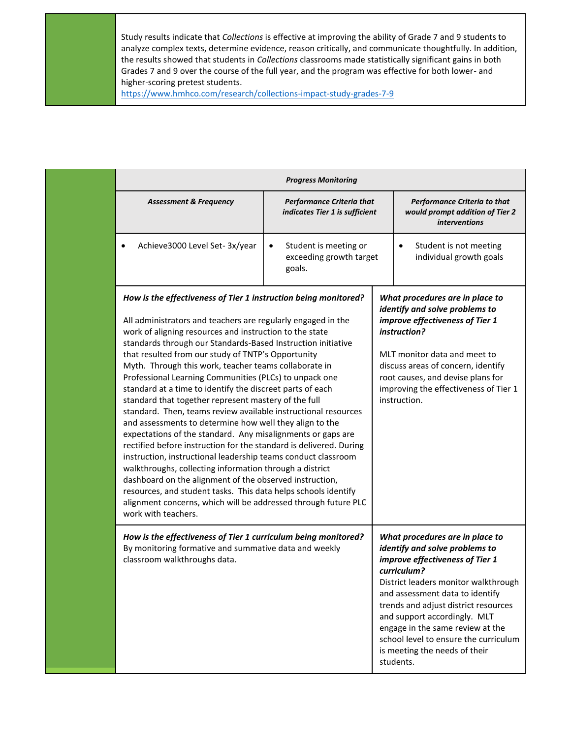Study results indicate that *Collections* is effective at improving the ability of Grade 7 and 9 students to analyze complex texts, determine evidence, reason critically, and communicate thoughtfully. In addition, the results showed that students in *Collections* classrooms made statistically significant gains in both Grades 7 and 9 over the course of the full year, and the program was effective for both lower- and higher-scoring pretest students.
https://www.hmhco.com/research/collections-impact-study-grades-7-9

| ***Progress Monitoring*** | | |
|---|---|---|
| ***Assessment & Frequency*** | ***Performance Criteria that indicates Tier 1 is sufficient*** | ***Performance Criteria to that would prompt addition of Tier 2 interventions*** |
| • Achieve3000 Level Set- 3x/year | • Student is meeting or exceeding growth target goals. | • Student is not meeting individual growth goals |

| | |
|---|---|
| ***How is the effectiveness of Tier 1 instruction being monitored?*** All administrators and teachers are regularly engaged in the work of aligning resources and instruction to the state standards through our Standards-Based Instruction initiative that resulted from our study of TNTP's Opportunity Myth. Through this work, teacher teams collaborate in Professional Learning Communities (PLCs) to unpack one standard at a time to identify the discreet parts of each standard that together represent mastery of the full standard. Then, teams review available instructional resources and assessments to determine how well they align to the expectations of the standard. Any misalignments or gaps are rectified before instruction for the standard is delivered. During instruction, instructional leadership teams conduct classroom walkthroughs, collecting information through a district dashboard on the alignment of the observed instruction, resources, and student tasks. This data helps schools identify alignment concerns, which will be addressed through future PLC work with teachers. | ***What procedures are in place to identify and solve problems to improve effectiveness of Tier 1 instruction?*** MLT monitor data and meet to discuss areas of concern, identify root causes, and devise plans for improving the effectiveness of Tier 1 instruction. |
| ***How is the effectiveness of Tier 1 curriculum being monitored?*** By monitoring formative and summative data and weekly classroom walkthroughs data. | ***What procedures are in place to identify and solve problems to improve effectiveness of Tier 1 curriculum?*** District leaders monitor walkthrough and assessment data to identify trends and adjust district resources and support accordingly. MLT engage in the same review at the school level to ensure the curriculum is meeting the needs of their students. |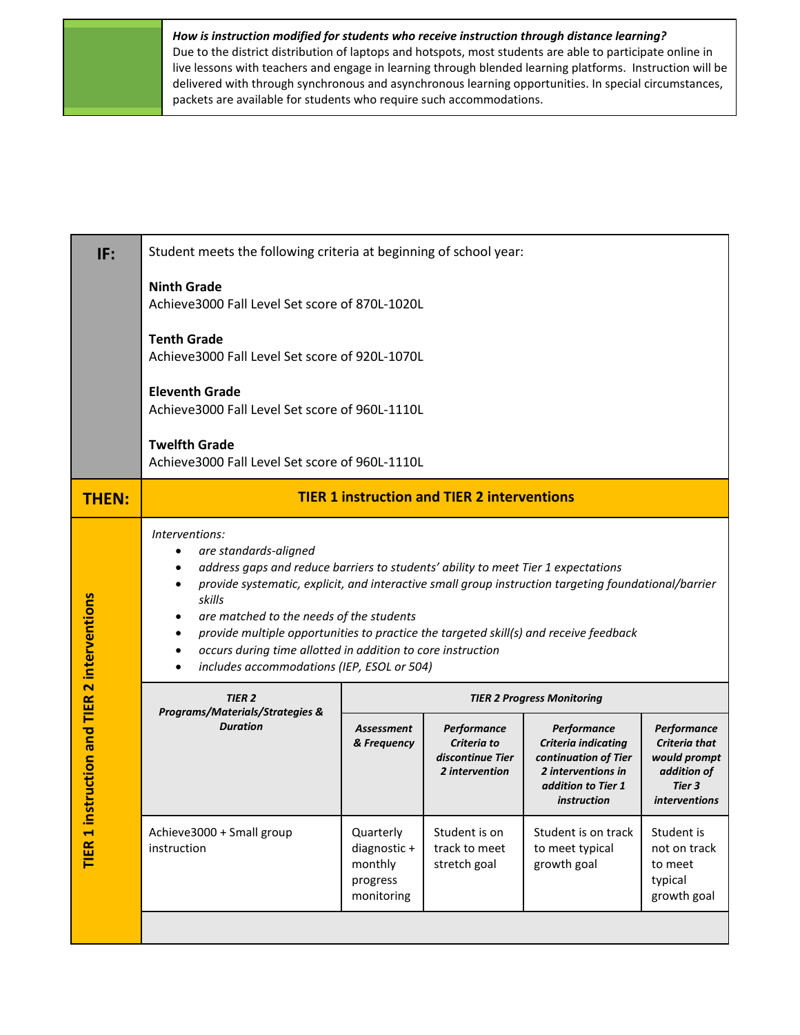***How is instruction modified for students who receive instruction through distance learning?***

Due to the district distribution of laptops and hotspots, most students are able to participate online in live lessons with teachers and engage in learning through blended learning platforms. Instruction will be delivered with through synchronous and asynchronous learning opportunities. In special circumstances, packets are available for students who require such accommodations.

**IF:**

Student meets the following criteria at beginning of school year:

**Ninth Grade**
Achieve3000 Fall Level Set score of 870L-1020L

**Tenth Grade**
Achieve3000 Fall Level Set score of 920L-1070L

**Eleventh Grade**
Achieve3000 Fall Level Set score of 960L-1110L

**Twelfth Grade**
Achieve3000 Fall Level Set score of 960L-1110L

**THEN: TIER 1 instruction and TIER 2 interventions**

**TIER 1 instruction and TIER 2 interventions**

*Interventions:*

- *are standards-aligned*
- *address gaps and reduce barriers to students' ability to meet Tier 1 expectations*
- *provide systematic, explicit, and interactive small group instruction targeting foundational/barrier skills*
- *are matched to the needs of the students*
- *provide multiple opportunities to practice the targeted skill(s) and receive feedback*
- *occurs during time allotted in addition to core instruction*
- *includes accommodations (IEP, ESOL or 504)*

| ***TIER 2 Programs/Materials/Strategies & Duration*** | ***TIER 2 Progress Monitoring*** | | | |
|---|---|---|---|---|
| | ***Assessment & Frequency*** | ***Performance Criteria to discontinue Tier 2 intervention*** | ***Performance Criteria indicating continuation of Tier 2 interventions in addition to Tier 1 instruction*** | ***Performance Criteria that would prompt addition of Tier 3 interventions*** |
| Achieve3000 + Small group instruction | Quarterly diagnostic + monthly progress monitoring | Student is on track to meet stretch goal | Student is on track to meet typical growth goal | Student is not on track to meet typical growth goal |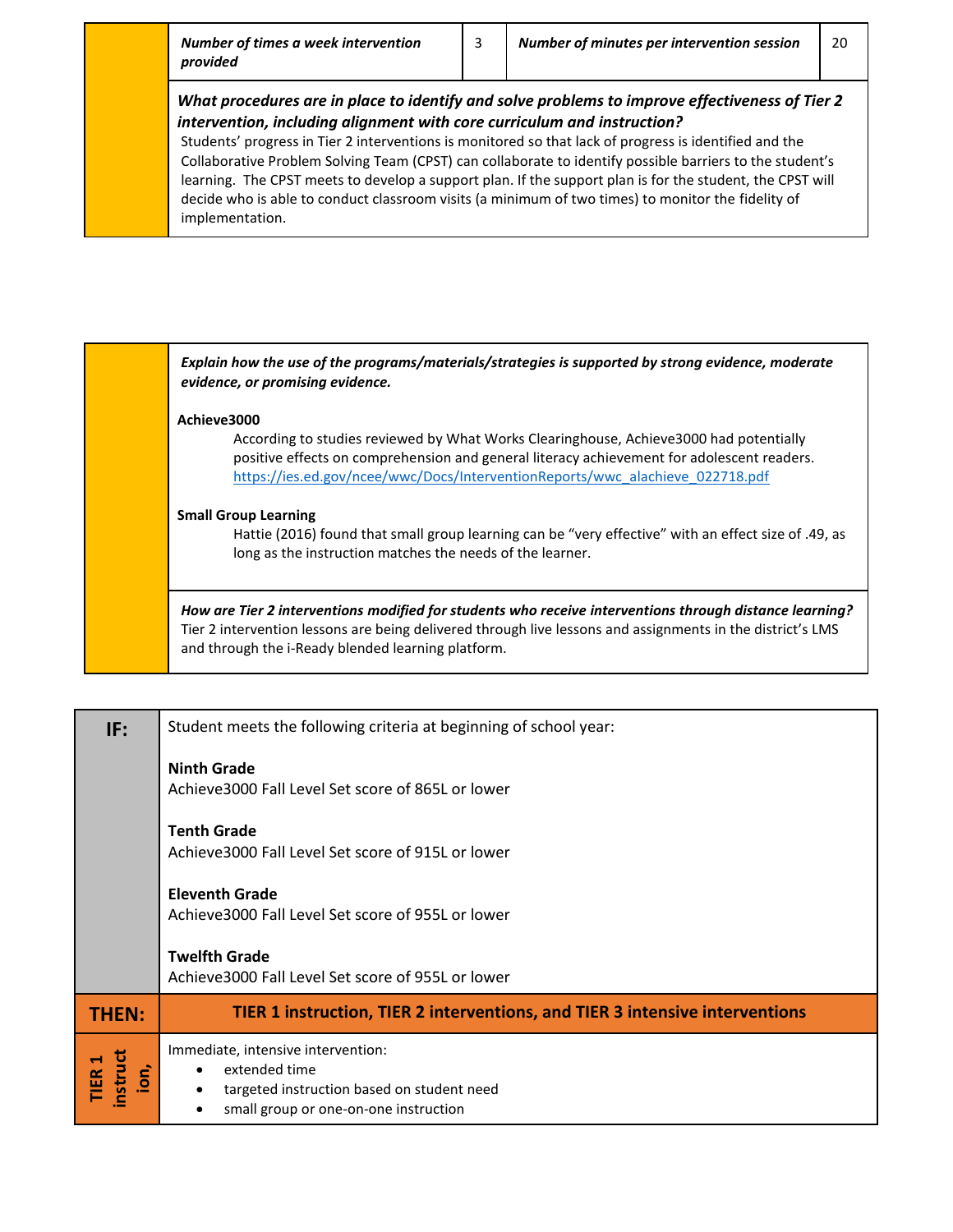| | *Number of times a week intervention provided* | 3 | *Number of minutes per intervention session* | 20 |
|---|---|---|---|---|

***What procedures are in place to identify and solve problems to improve effectiveness of Tier 2 intervention, including alignment with core curriculum and instruction?***

Students' progress in Tier 2 interventions is monitored so that lack of progress is identified and the Collaborative Problem Solving Team (CPST) can collaborate to identify possible barriers to the student's learning. The CPST meets to develop a support plan. If the support plan is for the student, the CPST will decide who is able to conduct classroom visits (a minimum of two times) to monitor the fidelity of implementation.

***Explain how the use of the programs/materials/strategies is supported by strong evidence, moderate evidence, or promising evidence.***

**Achieve3000**

According to studies reviewed by What Works Clearinghouse, Achieve3000 had potentially positive effects on comprehension and general literacy achievement for adolescent readers. https://ies.ed.gov/ncee/wwc/Docs/InterventionReports/wwc_alachieve_022718.pdf

**Small Group Learning**

Hattie (2016) found that small group learning can be "very effective" with an effect size of .49, as long as the instruction matches the needs of the learner.

***How are Tier 2 interventions modified for students who receive interventions through distance learning?***

Tier 2 intervention lessons are being delivered through live lessons and assignments in the district's LMS and through the i-Ready blended learning platform.

| **IF:** | Student meets the following criteria at beginning of school year:<br><br>**Ninth Grade**<br>Achieve3000 Fall Level Set score of 865L or lower<br><br>**Tenth Grade**<br>Achieve3000 Fall Level Set score of 915L or lower<br><br>**Eleventh Grade**<br>Achieve3000 Fall Level Set score of 955L or lower<br><br>**Twelfth Grade**<br>Achieve3000 Fall Level Set score of 955L or lower |
|---|---|
| **THEN:** | **TIER 1 instruction, TIER 2 interventions, and TIER 3 intensive interventions** |
| **TIER 1 instruction,** | Immediate, intensive intervention:<br>• extended time<br>• targeted instruction based on student need<br>• small group or one-on-one instruction |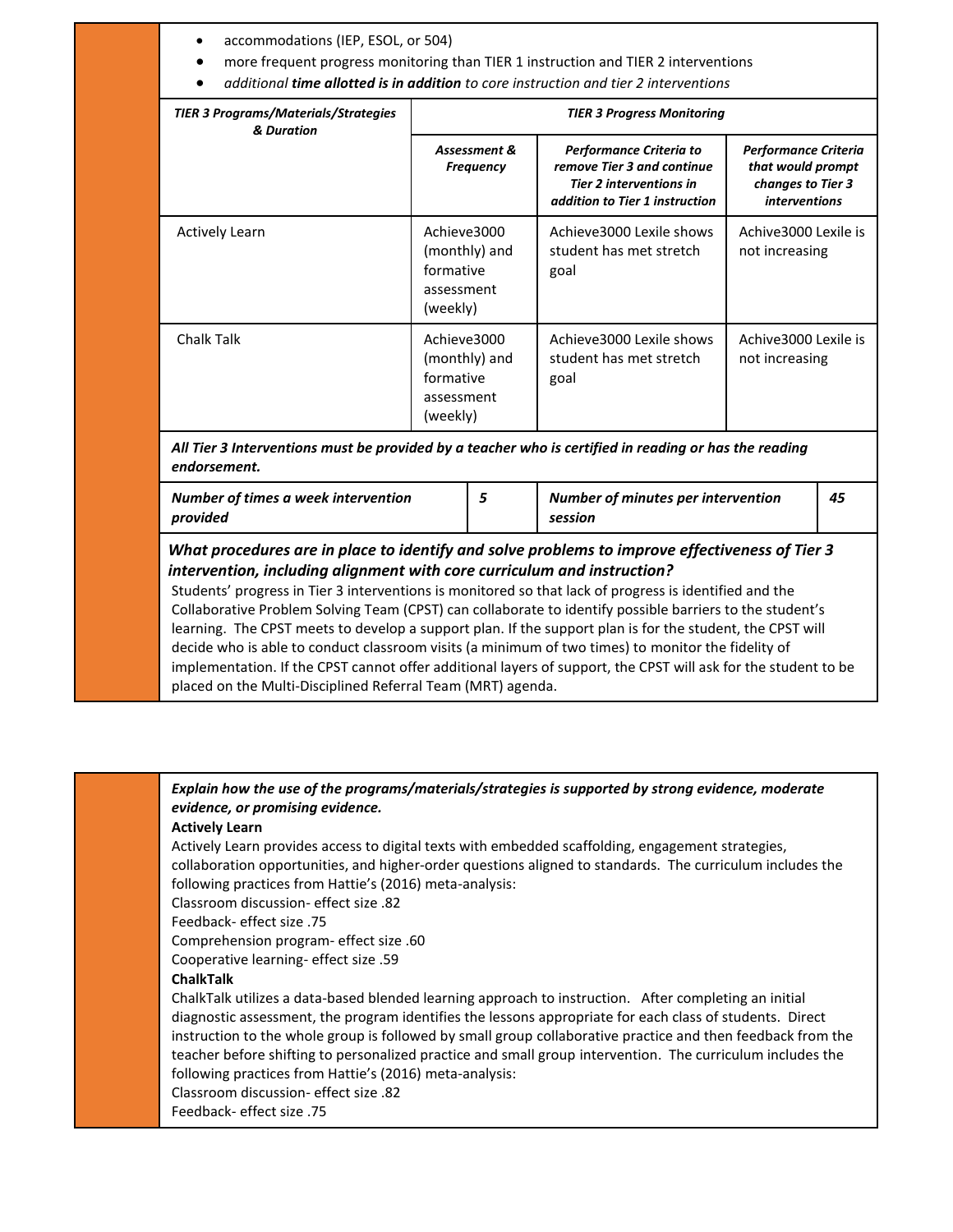- accommodations (IEP, ESOL, or 504)
- more frequent progress monitoring than TIER 1 instruction and TIER 2 interventions
- *additional **time allotted is in addition** to core instruction and tier 2 interventions*

| ***TIER 3 Programs/Materials/Strategies & Duration*** | ***TIER 3 Progress Monitoring*** | | |
|---|---|---|---|
| | ***Assessment & Frequency*** | ***Performance Criteria to remove Tier 3 and continue Tier 2 interventions in addition to Tier 1 instruction*** | ***Performance Criteria that would prompt changes to Tier 3 interventions*** |
| Actively Learn | Achieve3000 (monthly) and formative assessment (weekly) | Achieve3000 Lexile shows student has met stretch goal | Achive3000 Lexile is not increasing |
| Chalk Talk | Achieve3000 (monthly) and formative assessment (weekly) | Achieve3000 Lexile shows student has met stretch goal | Achive3000 Lexile is not increasing |

***All Tier 3 Interventions must be provided by a teacher who is certified in reading or has the reading endorsement.***

| ***Number of times a week intervention provided*** | ***5*** | ***Number of minutes per intervention session*** | ***45*** |
|---|---|---|---|

***What procedures are in place to identify and solve problems to improve effectiveness of Tier 3 intervention, including alignment with core curriculum and instruction?***

Students' progress in Tier 3 interventions is monitored so that lack of progress is identified and the Collaborative Problem Solving Team (CPST) can collaborate to identify possible barriers to the student's learning. The CPST meets to develop a support plan. If the support plan is for the student, the CPST will decide who is able to conduct classroom visits (a minimum of two times) to monitor the fidelity of implementation. If the CPST cannot offer additional layers of support, the CPST will ask for the student to be placed on the Multi-Disciplined Referral Team (MRT) agenda.

***Explain how the use of the programs/materials/strategies is supported by strong evidence, moderate evidence, or promising evidence.***

**Actively Learn**

Actively Learn provides access to digital texts with embedded scaffolding, engagement strategies, collaboration opportunities, and higher-order questions aligned to standards. The curriculum includes the following practices from Hattie's (2016) meta-analysis:

Classroom discussion- effect size .82
Feedback- effect size .75
Comprehension program- effect size .60
Cooperative learning- effect size .59

**ChalkTalk**

ChalkTalk utilizes a data-based blended learning approach to instruction. After completing an initial diagnostic assessment, the program identifies the lessons appropriate for each class of students. Direct instruction to the whole group is followed by small group collaborative practice and then feedback from the teacher before shifting to personalized practice and small group intervention. The curriculum includes the following practices from Hattie's (2016) meta-analysis:

Classroom discussion- effect size .82
Feedback- effect size .75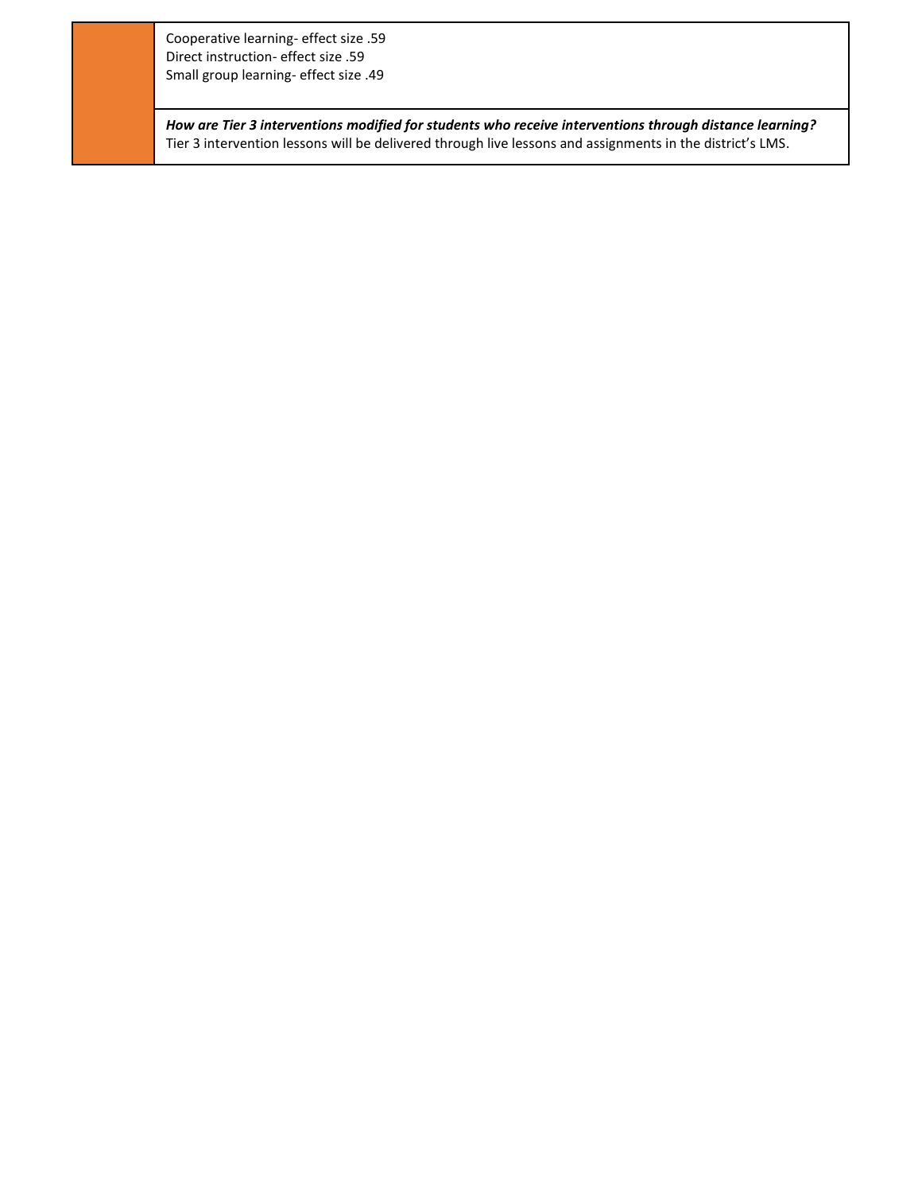| | |
|---|---|
| | Cooperative learning- effect size .59<br>Direct instruction- effect size .59<br>Small group learning- effect size .49 |
| | ***How are Tier 3 interventions modified for students who receive interventions through distance learning?***<br>Tier 3 intervention lessons will be delivered through live lessons and assignments in the district's LMS. |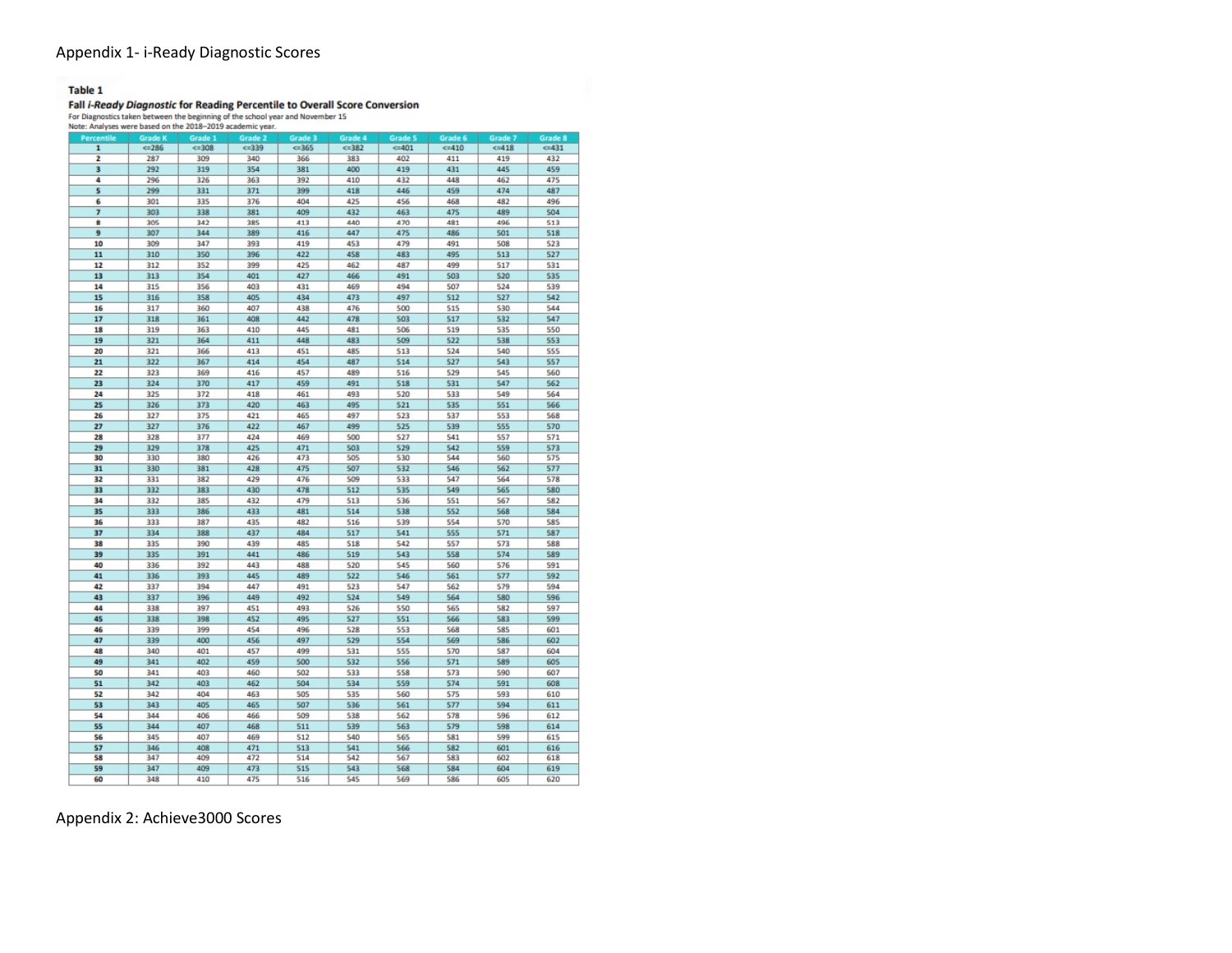# Appendix 1- i-Ready Diagnostic Scores

**Table 1**

**Fall *i-Ready Diagnostic* for Reading Percentile to Overall Score Conversion**

For Diagnostics taken between the beginning of the school year and November 15

Note: Analyses were based on the 2018–2019 academic year.

| Percentile | Grade K | Grade 1 | Grade 2 | Grade 3 | Grade 4 | Grade 5 | Grade 6 | Grade 7 | Grade 8 |
|---|---|---|---|---|---|---|---|---|---|
| 1 | <=286 | <=308 | <=339 | <=365 | <=382 | <=401 | <=410 | <=418 | <=431 |
| 2 | 287 | 309 | 340 | 366 | 383 | 402 | 411 | 419 | 432 |
| 3 | 292 | 319 | 354 | 381 | 400 | 419 | 431 | 445 | 459 |
| 4 | 296 | 326 | 363 | 392 | 410 | 432 | 448 | 462 | 475 |
| 5 | 299 | 331 | 371 | 399 | 418 | 446 | 459 | 474 | 487 |
| 6 | 301 | 335 | 376 | 404 | 425 | 456 | 468 | 482 | 496 |
| 7 | 303 | 338 | 381 | 409 | 432 | 463 | 475 | 489 | 504 |
| 8 | 305 | 342 | 385 | 413 | 440 | 470 | 481 | 496 | 513 |
| 9 | 307 | 344 | 389 | 416 | 447 | 475 | 486 | 501 | 518 |
| 10 | 309 | 347 | 393 | 419 | 453 | 479 | 491 | 508 | 523 |
| 11 | 310 | 350 | 396 | 422 | 458 | 483 | 495 | 513 | 527 |
| 12 | 312 | 352 | 399 | 425 | 462 | 487 | 499 | 517 | 531 |
| 13 | 313 | 354 | 401 | 427 | 466 | 491 | 503 | 520 | 535 |
| 14 | 315 | 356 | 403 | 431 | 469 | 494 | 507 | 524 | 539 |
| 15 | 316 | 358 | 405 | 434 | 473 | 497 | 512 | 527 | 542 |
| 16 | 317 | 360 | 407 | 438 | 476 | 500 | 515 | 530 | 544 |
| 17 | 318 | 361 | 408 | 442 | 478 | 503 | 517 | 532 | 547 |
| 18 | 319 | 363 | 410 | 445 | 481 | 506 | 519 | 535 | 550 |
| 19 | 321 | 364 | 411 | 448 | 483 | 509 | 522 | 538 | 553 |
| 20 | 321 | 366 | 413 | 451 | 485 | 513 | 524 | 540 | 555 |
| 21 | 322 | 367 | 414 | 454 | 487 | 514 | 527 | 543 | 557 |
| 22 | 323 | 369 | 416 | 457 | 489 | 516 | 529 | 545 | 560 |
| 23 | 324 | 370 | 417 | 459 | 491 | 518 | 531 | 547 | 562 |
| 24 | 325 | 372 | 418 | 461 | 493 | 520 | 533 | 549 | 564 |
| 25 | 326 | 373 | 420 | 463 | 495 | 521 | 535 | 551 | 566 |
| 26 | 327 | 375 | 421 | 465 | 497 | 523 | 537 | 553 | 568 |
| 27 | 327 | 376 | 422 | 467 | 499 | 525 | 539 | 555 | 570 |
| 28 | 328 | 377 | 424 | 469 | 500 | 527 | 541 | 557 | 571 |
| 29 | 329 | 378 | 425 | 471 | 503 | 529 | 542 | 559 | 573 |
| 30 | 330 | 380 | 426 | 473 | 505 | 530 | 544 | 560 | 575 |
| 31 | 330 | 381 | 428 | 475 | 507 | 532 | 546 | 562 | 577 |
| 32 | 331 | 382 | 429 | 476 | 509 | 533 | 547 | 564 | 578 |
| 33 | 332 | 383 | 430 | 478 | 512 | 535 | 549 | 565 | 580 |
| 34 | 332 | 385 | 432 | 479 | 513 | 536 | 551 | 567 | 582 |
| 35 | 333 | 386 | 433 | 481 | 514 | 538 | 552 | 568 | 584 |
| 36 | 333 | 387 | 435 | 482 | 516 | 539 | 554 | 570 | 585 |
| 37 | 334 | 388 | 437 | 484 | 517 | 541 | 555 | 571 | 587 |
| 38 | 335 | 390 | 439 | 485 | 518 | 542 | 557 | 573 | 588 |
| 39 | 335 | 391 | 441 | 486 | 519 | 543 | 558 | 574 | 589 |
| 40 | 336 | 392 | 443 | 488 | 520 | 545 | 560 | 576 | 591 |
| 41 | 336 | 393 | 445 | 489 | 522 | 546 | 561 | 577 | 592 |
| 42 | 337 | 394 | 447 | 491 | 523 | 547 | 562 | 579 | 594 |
| 43 | 337 | 396 | 449 | 492 | 524 | 549 | 564 | 580 | 596 |
| 44 | 338 | 397 | 451 | 493 | 526 | 550 | 565 | 582 | 597 |
| 45 | 338 | 398 | 452 | 495 | 527 | 551 | 566 | 583 | 599 |
| 46 | 339 | 399 | 454 | 496 | 528 | 553 | 568 | 585 | 601 |
| 47 | 339 | 400 | 456 | 497 | 529 | 554 | 569 | 586 | 602 |
| 48 | 340 | 401 | 457 | 499 | 531 | 555 | 570 | 587 | 604 |
| 49 | 341 | 402 | 459 | 500 | 532 | 556 | 571 | 589 | 605 |
| 50 | 341 | 403 | 460 | 502 | 533 | 558 | 573 | 590 | 607 |
| 51 | 342 | 403 | 462 | 504 | 534 | 559 | 574 | 591 | 608 |
| 52 | 342 | 404 | 463 | 505 | 535 | 560 | 575 | 593 | 610 |
| 53 | 343 | 405 | 465 | 507 | 536 | 561 | 577 | 594 | 611 |
| 54 | 344 | 406 | 466 | 509 | 538 | 562 | 578 | 596 | 612 |
| 55 | 344 | 407 | 468 | 511 | 539 | 563 | 579 | 598 | 614 |
| 56 | 345 | 407 | 469 | 512 | 540 | 565 | 581 | 599 | 615 |
| 57 | 346 | 408 | 471 | 513 | 541 | 566 | 582 | 601 | 616 |
| 58 | 347 | 409 | 472 | 514 | 542 | 567 | 583 | 602 | 618 |
| 59 | 347 | 409 | 473 | 515 | 543 | 568 | 584 | 604 | 619 |
| 60 | 348 | 410 | 475 | 516 | 545 | 569 | 586 | 605 | 620 |

# Appendix 2: Achieve3000 Scores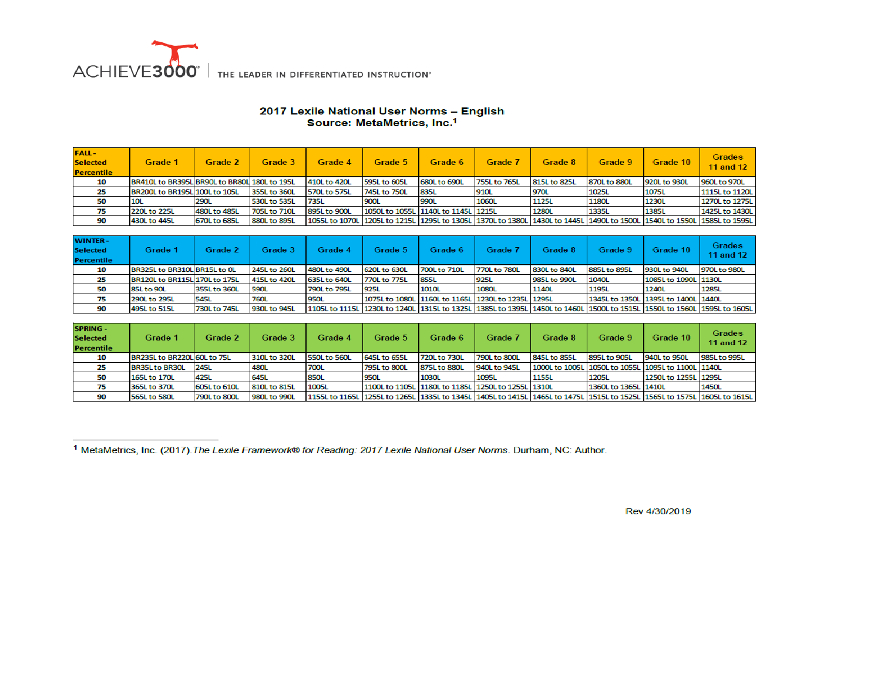ACHIEVE3000® | THE LEADER IN DIFFERENTIATED INSTRUCTION®

## 2017 Lexile National User Norms – English
## Source: MetaMetrics, Inc.[1]

| FALL - Selected Percentile | Grade 1 | Grade 2 | Grade 3 | Grade 4 | Grade 5 | Grade 6 | Grade 7 | Grade 8 | Grade 9 | Grade 10 | Grades 11 and 12 |
|---|---|---|---|---|---|---|---|---|---|---|---|
| 10 | BR410L to BR395L | BR90L to BR80L | 180L to 195L | 410L to 420L | 595L to 605L | 680L to 690L | 755L to 765L | 815L to 825L | 870L to 880L | 920L to 930L | 960L to 970L |
| 25 | BR200L to BR195L | 100L to 105L | 355L to 360L | 570L to 575L | 745L to 750L | 835L | 910L | 970L | 1025L | 1075L | 1115L to 1120L |
| 50 | 10L | 290L | 530L to 535L | 735L | 900L | 990L | 1060L | 1125L | 1180L | 1230L | 1270L to 1275L |
| 75 | 220L to 225L | 480L to 485L | 705L to 710L | 895L to 900L | 1050L to 1055L | 1140L to 1145L | 1215L | 1280L | 1335L | 1385L | 1425L to 1430L |
| 90 | 430L to 445L | 670L to 685L | 880L to 895L | 1055L to 1070L | 1205L to 1215L | 1295L to 1305L | 1370L to 1380L | 1430L to 1445L | 1490L to 1500L | 1540L to 1550L | 1585L to 1595L |

| WINTER - Selected Percentile | Grade 1 | Grade 2 | Grade 3 | Grade 4 | Grade 5 | Grade 6 | Grade 7 | Grade 8 | Grade 9 | Grade 10 | Grades 11 and 12 |
|---|---|---|---|---|---|---|---|---|---|---|---|
| 10 | BR325L to BR310L | BR15L to 0L | 245L to 260L | 480L to 490L | 620L to 630L | 700L to 710L | 770L to 780L | 830L to 840L | 885L to 895L | 930L to 940L | 970L to 980L |
| 25 | BR120L to BR115L | 170L to 175L | 415L to 420L | 635L to 640L | 770L to 775L | 855L | 925L | 985L to 990L | 1040L | 1085L to 1090L | 1130L |
| 50 | 85L to 90L | 355L to 360L | 590L | 790L to 795L | 925L | 1010L | 1080L | 1140L | 1195L | 1240L | 1285L |
| 75 | 290L to 295L | 545L | 760L | 950L | 1075L to 1080L | 1160L to 1165L | 1230L to 1235L | 1295L | 1345L to 1350L | 1395L to 1400L | 1440L |
| 90 | 495L to 515L | 730L to 745L | 930L to 945L | 1105L to 1115L | 1230L to 1240L | 1315L to 1325L | 1385L to 1395L | 1450L to 1460L | 1500L to 1515L | 1550L to 1560L | 1595L to 1605L |

| SPRING - Selected Percentile | Grade 1 | Grade 2 | Grade 3 | Grade 4 | Grade 5 | Grade 6 | Grade 7 | Grade 8 | Grade 9 | Grade 10 | Grades 11 and 12 |
|---|---|---|---|---|---|---|---|---|---|---|---|
| 10 | BR235L to BR220L | 60L to 75L | 310L to 320L | 550L to 560L | 645L to 655L | 720L to 730L | 790L to 800L | 845L to 855L | 895L to 905L | 940L to 950L | 985L to 995L |
| 25 | BR35L to BR30L | 245L | 480L | 700L | 795L to 800L | 875L to 880L | 940L to 945L | 1000L to 1005L | 1050L to 1055L | 1095L to 1100L | 1140L |
| 50 | 165L to 170L | 425L | 645L | 850L | 950L | 1030L | 1095L | 1155L | 1205L | 1250L to 1255L | 1295L |
| 75 | 365L to 370L | 605L to 610L | 810L to 815L | 1005L | 1100L to 1105L | 1180L to 1185L | 1250L to 1255L | 1310L | 1360L to 1365L | 1410L | 1450L |
| 90 | 565L to 580L | 790L to 800L | 980L to 990L | 1155L to 1165L | 1255L to 1265L | 1335L to 1345L | 1405L to 1415L | 1465L to 1475L | 1515L to 1525L | 1565L to 1575L | 1605L to 1615L |

[1] MetaMetrics, Inc. (2017). *The Lexile Framework® for Reading: 2017 Lexile National User Norms*. Durham, NC: Author.

Rev 4/30/2019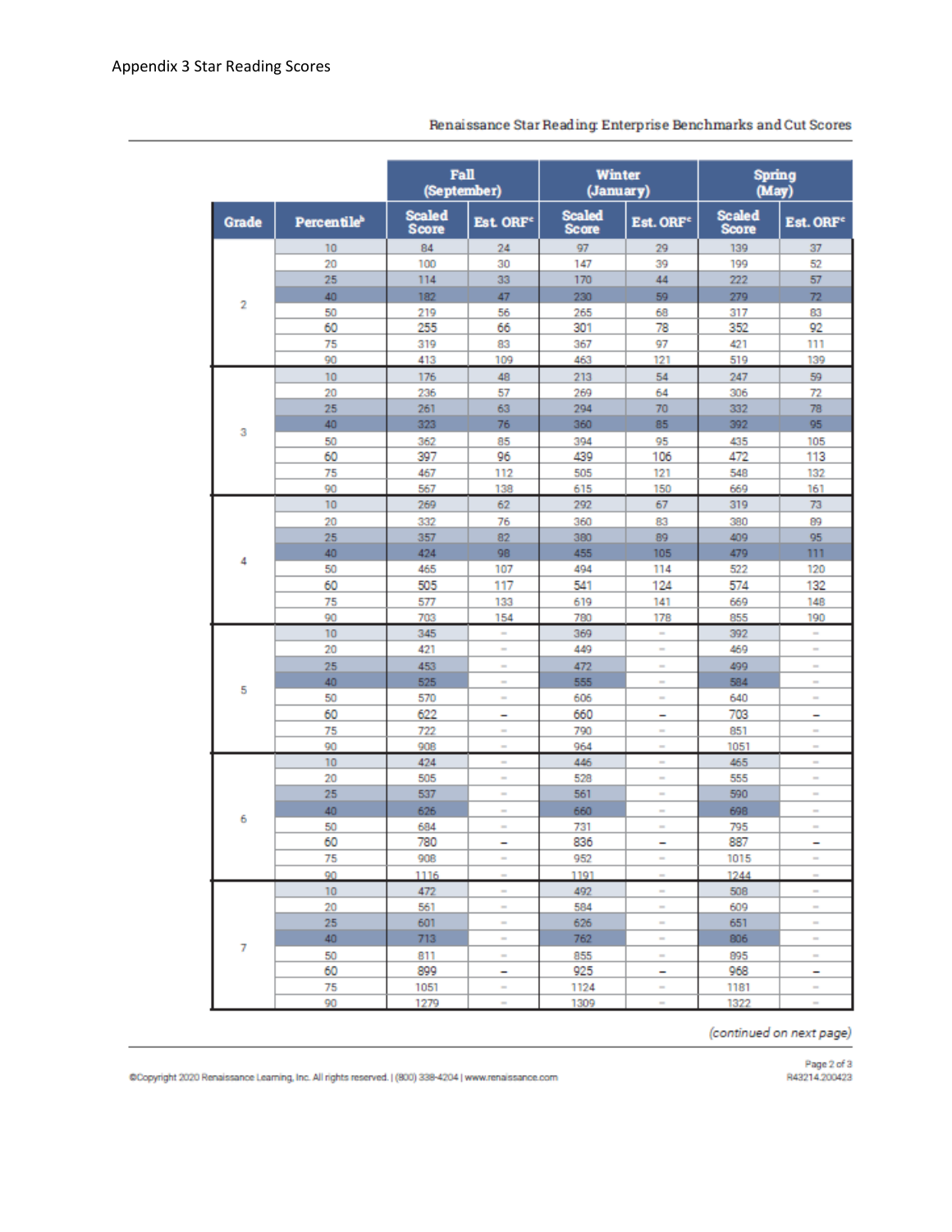Appendix 3 Star Reading Scores

Renaissance Star Reading: Enterprise Benchmarks and Cut Scores

| | | Fall (September) | | Winter (January) | | Spring (May) | |
|---|---|---|---|---|---|---|---|
| Grade | Percentile[b] | Scaled Score | Est. ORF[c] | Scaled Score | Est. ORF[c] | Scaled Score | Est. ORF[c] |
| 2 | 10 | 84 | 24 | 97 | 29 | 139 | 37 |
| | 20 | 100 | 30 | 147 | 39 | 199 | 52 |
| | 25 | 114 | 33 | 170 | 44 | 222 | 57 |
| | 40 | 182 | 47 | 230 | 59 | 279 | 72 |
| | 50 | 219 | 56 | 265 | 68 | 317 | 83 |
| | 60 | 255 | 66 | 301 | 78 | 352 | 92 |
| | 75 | 319 | 83 | 367 | 97 | 421 | 111 |
| | 90 | 413 | 109 | 463 | 121 | 519 | 139 |
| 3 | 10 | 176 | 48 | 213 | 54 | 247 | 59 |
| | 20 | 236 | 57 | 269 | 64 | 306 | 72 |
| | 25 | 261 | 63 | 294 | 70 | 332 | 78 |
| | 40 | 323 | 76 | 360 | 85 | 392 | 95 |
| | 50 | 362 | 85 | 394 | 95 | 435 | 105 |
| | 60 | 397 | 96 | 439 | 106 | 472 | 113 |
| | 75 | 467 | 112 | 505 | 121 | 548 | 132 |
| | 90 | 567 | 138 | 615 | 150 | 669 | 161 |
| 4 | 10 | 269 | 62 | 292 | 67 | 319 | 73 |
| | 20 | 332 | 76 | 360 | 83 | 380 | 89 |
| | 25 | 357 | 82 | 380 | 89 | 409 | 95 |
| | 40 | 424 | 98 | 455 | 105 | 479 | 111 |
| | 50 | 465 | 107 | 494 | 114 | 522 | 120 |
| | 60 | 505 | 117 | 541 | 124 | 574 | 132 |
| | 75 | 577 | 133 | 619 | 141 | 669 | 148 |
| | 90 | 703 | 154 | 780 | 178 | 855 | 190 |
| 5 | 10 | 345 | – | 369 | – | 392 | – |
| | 20 | 421 | – | 449 | – | 469 | – |
| | 25 | 453 | – | 472 | – | 499 | – |
| | 40 | 525 | – | 555 | – | 584 | – |
| | 50 | 570 | – | 606 | – | 640 | – |
| | 60 | 622 | – | 660 | – | 703 | – |
| | 75 | 722 | – | 790 | – | 851 | – |
| | 90 | 908 | – | 964 | – | 1051 | – |
| 6 | 10 | 424 | – | 446 | – | 465 | – |
| | 20 | 505 | – | 528 | – | 555 | – |
| | 25 | 537 | – | 561 | – | 590 | – |
| | 40 | 626 | – | 660 | – | 698 | – |
| | 50 | 684 | – | 731 | – | 795 | – |
| | 60 | 780 | – | 836 | – | 887 | – |
| | 75 | 908 | – | 952 | – | 1015 | – |
| | 90 | 1116 | – | 1191 | – | 1244 | – |
| 7 | 10 | 472 | – | 492 | – | 508 | – |
| | 20 | 561 | – | 584 | – | 609 | – |
| | 25 | 601 | – | 626 | – | 651 | – |
| | 40 | 713 | – | 762 | – | 806 | – |
| | 50 | 811 | – | 855 | – | 895 | – |
| | 60 | 899 | – | 925 | – | 968 | – |
| | 75 | 1051 | – | 1124 | – | 1181 | – |
| | 90 | 1279 | – | 1309 | – | 1322 | – |

*(continued on next page)*

©Copyright 2020 Renaissance Learning, Inc. All rights reserved. | (800) 338-4204 | www.renaissance.com

R43214.200423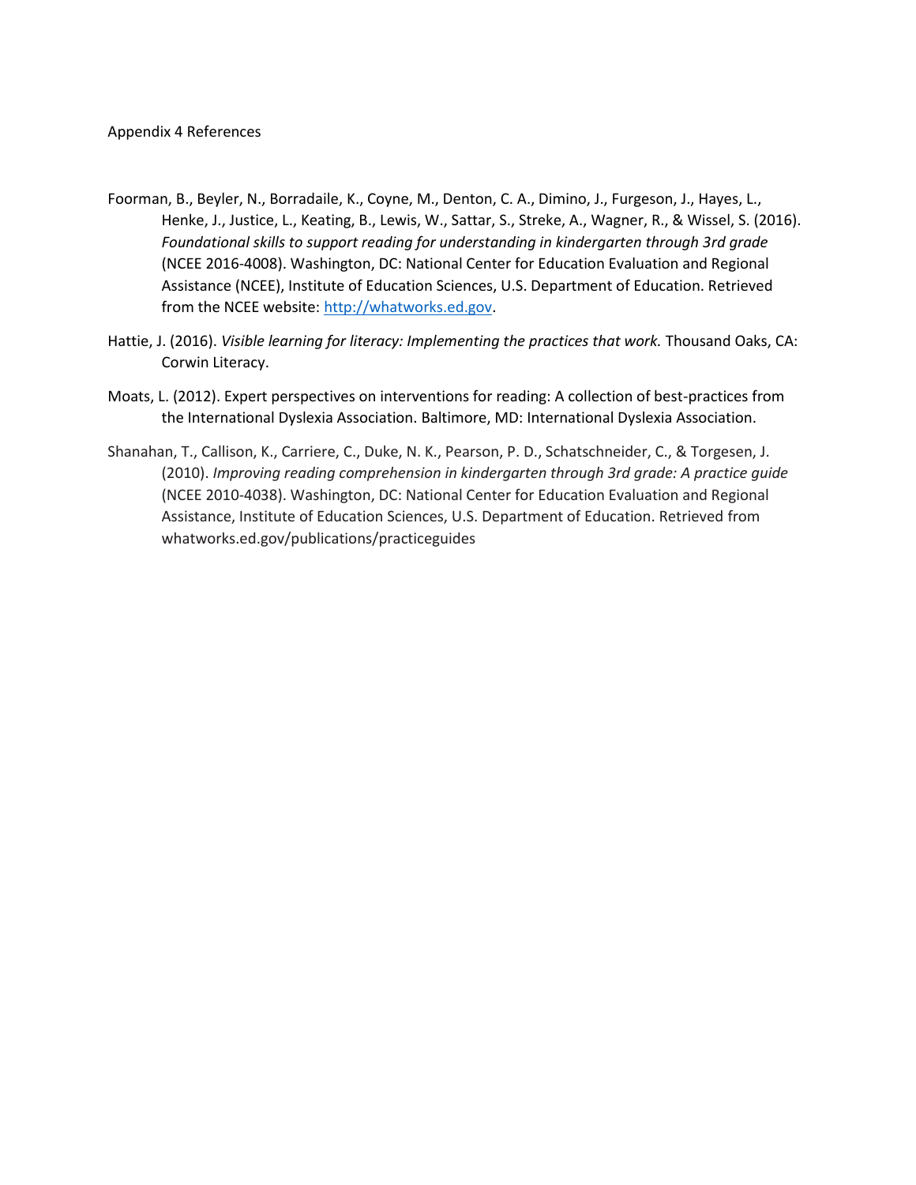Appendix 4 References

Foorman, B., Beyler, N., Borradaile, K., Coyne, M., Denton, C. A., Dimino, J., Furgeson, J., Hayes, L., Henke, J., Justice, L., Keating, B., Lewis, W., Sattar, S., Streke, A., Wagner, R., & Wissel, S. (2016). *Foundational skills to support reading for understanding in kindergarten through 3rd grade* (NCEE 2016-4008). Washington, DC: National Center for Education Evaluation and Regional Assistance (NCEE), Institute of Education Sciences, U.S. Department of Education. Retrieved from the NCEE website: [http://whatworks.ed.gov](http://whatworks.ed.gov).

Hattie, J. (2016). *Visible learning for literacy: Implementing the practices that work.* Thousand Oaks, CA: Corwin Literacy.

Moats, L. (2012). Expert perspectives on interventions for reading: A collection of best-practices from the International Dyslexia Association. Baltimore, MD: International Dyslexia Association.

Shanahan, T., Callison, K., Carriere, C., Duke, N. K., Pearson, P. D., Schatschneider, C., & Torgesen, J. (2010). *Improving reading comprehension in kindergarten through 3rd grade: A practice guide* (NCEE 2010-4038). Washington, DC: National Center for Education Evaluation and Regional Assistance, Institute of Education Sciences, U.S. Department of Education. Retrieved from whatworks.ed.gov/publications/practiceguides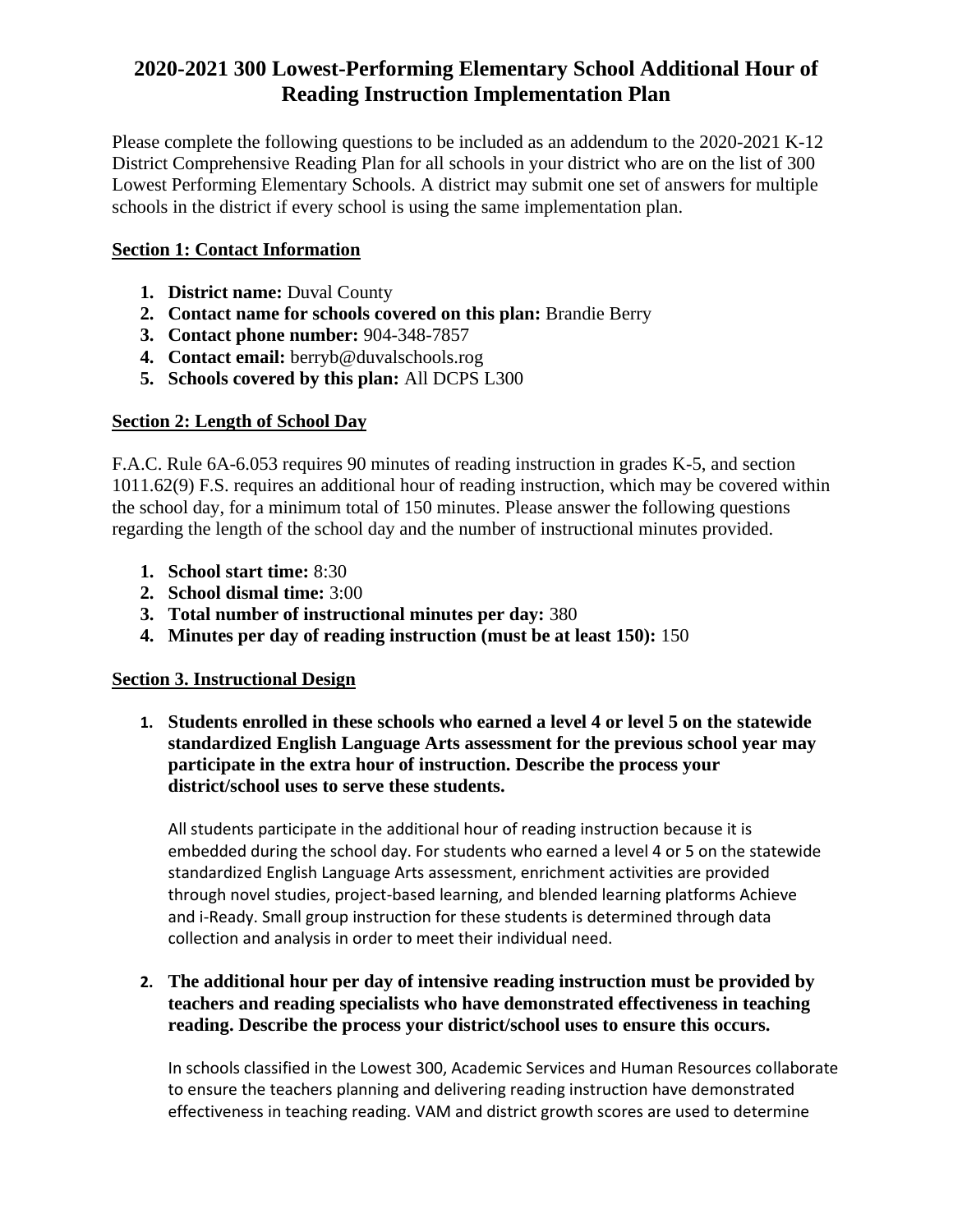# 2020-2021 300 Lowest-Performing Elementary School Additional Hour of Reading Instruction Implementation Plan

Please complete the following questions to be included as an addendum to the 2020-2021 K-12 District Comprehensive Reading Plan for all schools in your district who are on the list of 300 Lowest Performing Elementary Schools. A district may submit one set of answers for multiple schools in the district if every school is using the same implementation plan.

## Section 1: Contact Information

1. **District name:** Duval County
2. **Contact name for schools covered on this plan:** Brandie Berry
3. **Contact phone number:** 904-348-7857
4. **Contact email:** berryb@duvalschools.rog
5. **Schools covered by this plan:** All DCPS L300

## Section 2: Length of School Day

F.A.C. Rule 6A-6.053 requires 90 minutes of reading instruction in grades K-5, and section 1011.62(9) F.S. requires an additional hour of reading instruction, which may be covered within the school day, for a minimum total of 150 minutes. Please answer the following questions regarding the length of the school day and the number of instructional minutes provided.

1. **School start time:** 8:30
2. **School dismal time:** 3:00
3. **Total number of instructional minutes per day:** 380
4. **Minutes per day of reading instruction (must be at least 150):** 150

## Section 3. Instructional Design

1. **Students enrolled in these schools who earned a level 4 or level 5 on the statewide standardized English Language Arts assessment for the previous school year may participate in the extra hour of instruction. Describe the process your district/school uses to serve these students.**

   All students participate in the additional hour of reading instruction because it is embedded during the school day. For students who earned a level 4 or 5 on the statewide standardized English Language Arts assessment, enrichment activities are provided through novel studies, project-based learning, and blended learning platforms Achieve and i-Ready. Small group instruction for these students is determined through data collection and analysis in order to meet their individual need.

2. **The additional hour per day of intensive reading instruction must be provided by teachers and reading specialists who have demonstrated effectiveness in teaching reading. Describe the process your district/school uses to ensure this occurs.**

   In schools classified in the Lowest 300, Academic Services and Human Resources collaborate to ensure the teachers planning and delivering reading instruction have demonstrated effectiveness in teaching reading. VAM and district growth scores are used to determine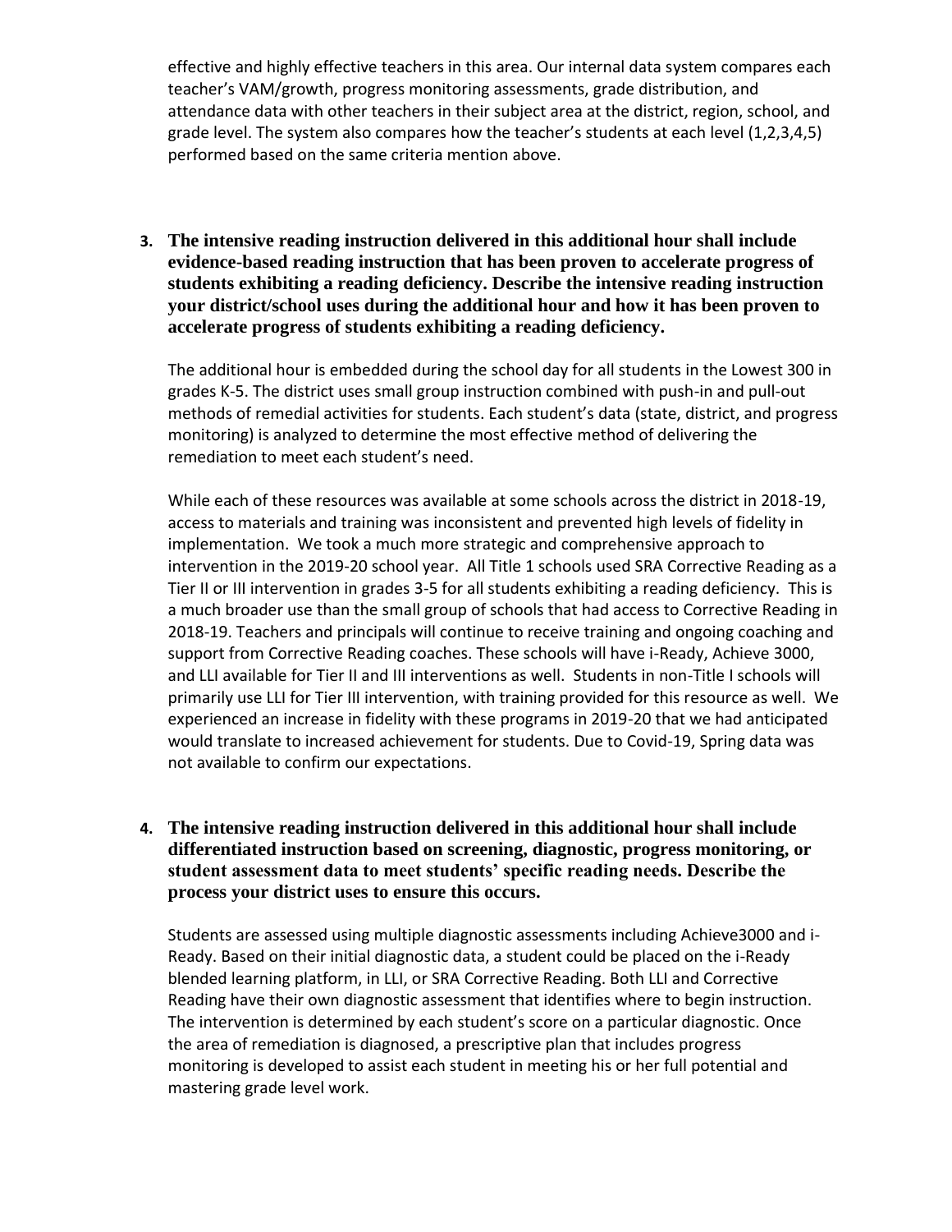effective and highly effective teachers in this area. Our internal data system compares each teacher's VAM/growth, progress monitoring assessments, grade distribution, and attendance data with other teachers in their subject area at the district, region, school, and grade level. The system also compares how the teacher's students at each level (1,2,3,4,5) performed based on the same criteria mention above.

3. **The intensive reading instruction delivered in this additional hour shall include evidence-based reading instruction that has been proven to accelerate progress of students exhibiting a reading deficiency. Describe the intensive reading instruction your district/school uses during the additional hour and how it has been proven to accelerate progress of students exhibiting a reading deficiency.**

   The additional hour is embedded during the school day for all students in the Lowest 300 in grades K-5. The district uses small group instruction combined with push-in and pull-out methods of remedial activities for students. Each student's data (state, district, and progress monitoring) is analyzed to determine the most effective method of delivering the remediation to meet each student's need.

   While each of these resources was available at some schools across the district in 2018-19, access to materials and training was inconsistent and prevented high levels of fidelity in implementation. We took a much more strategic and comprehensive approach to intervention in the 2019-20 school year. All Title 1 schools used SRA Corrective Reading as a Tier II or III intervention in grades 3-5 for all students exhibiting a reading deficiency. This is a much broader use than the small group of schools that had access to Corrective Reading in 2018-19. Teachers and principals will continue to receive training and ongoing coaching and support from Corrective Reading coaches. These schools will have i-Ready, Achieve 3000, and LLI available for Tier II and III interventions as well. Students in non-Title I schools will primarily use LLI for Tier III intervention, with training provided for this resource as well. We experienced an increase in fidelity with these programs in 2019-20 that we had anticipated would translate to increased achievement for students. Due to Covid-19, Spring data was not available to confirm our expectations.

4. **The intensive reading instruction delivered in this additional hour shall include differentiated instruction based on screening, diagnostic, progress monitoring, or student assessment data to meet students' specific reading needs. Describe the process your district uses to ensure this occurs.**

   Students are assessed using multiple diagnostic assessments including Achieve3000 and i-Ready. Based on their initial diagnostic data, a student could be placed on the i-Ready blended learning platform, in LLI, or SRA Corrective Reading. Both LLI and Corrective Reading have their own diagnostic assessment that identifies where to begin instruction. The intervention is determined by each student's score on a particular diagnostic. Once the area of remediation is diagnosed, a prescriptive plan that includes progress monitoring is developed to assist each student in meeting his or her full potential and mastering grade level work.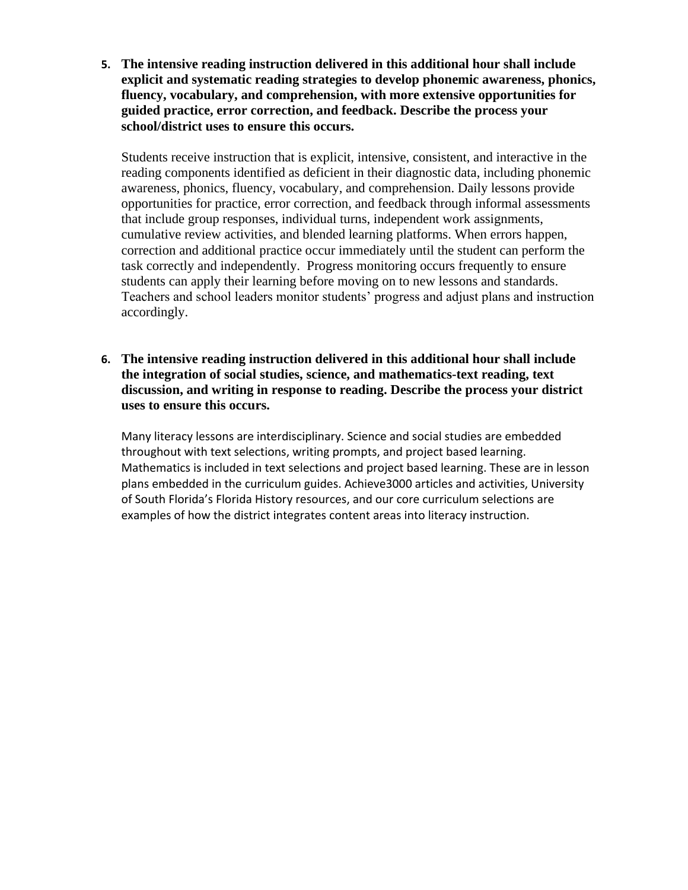5. **The intensive reading instruction delivered in this additional hour shall include explicit and systematic reading strategies to develop phonemic awareness, phonics, fluency, vocabulary, and comprehension, with more extensive opportunities for guided practice, error correction, and feedback. Describe the process your school/district uses to ensure this occurs.**

   Students receive instruction that is explicit, intensive, consistent, and interactive in the reading components identified as deficient in their diagnostic data, including phonemic awareness, phonics, fluency, vocabulary, and comprehension. Daily lessons provide opportunities for practice, error correction, and feedback through informal assessments that include group responses, individual turns, independent work assignments, cumulative review activities, and blended learning platforms. When errors happen, correction and additional practice occur immediately until the student can perform the task correctly and independently. Progress monitoring occurs frequently to ensure students can apply their learning before moving on to new lessons and standards. Teachers and school leaders monitor students' progress and adjust plans and instruction accordingly.

6. **The intensive reading instruction delivered in this additional hour shall include the integration of social studies, science, and mathematics-text reading, text discussion, and writing in response to reading. Describe the process your district uses to ensure this occurs.**

   Many literacy lessons are interdisciplinary. Science and social studies are embedded throughout with text selections, writing prompts, and project based learning. Mathematics is included in text selections and project based learning. These are in lesson plans embedded in the curriculum guides. Achieve3000 articles and activities, University of South Florida's Florida History resources, and our core curriculum selections are examples of how the district integrates content areas into literacy instruction.